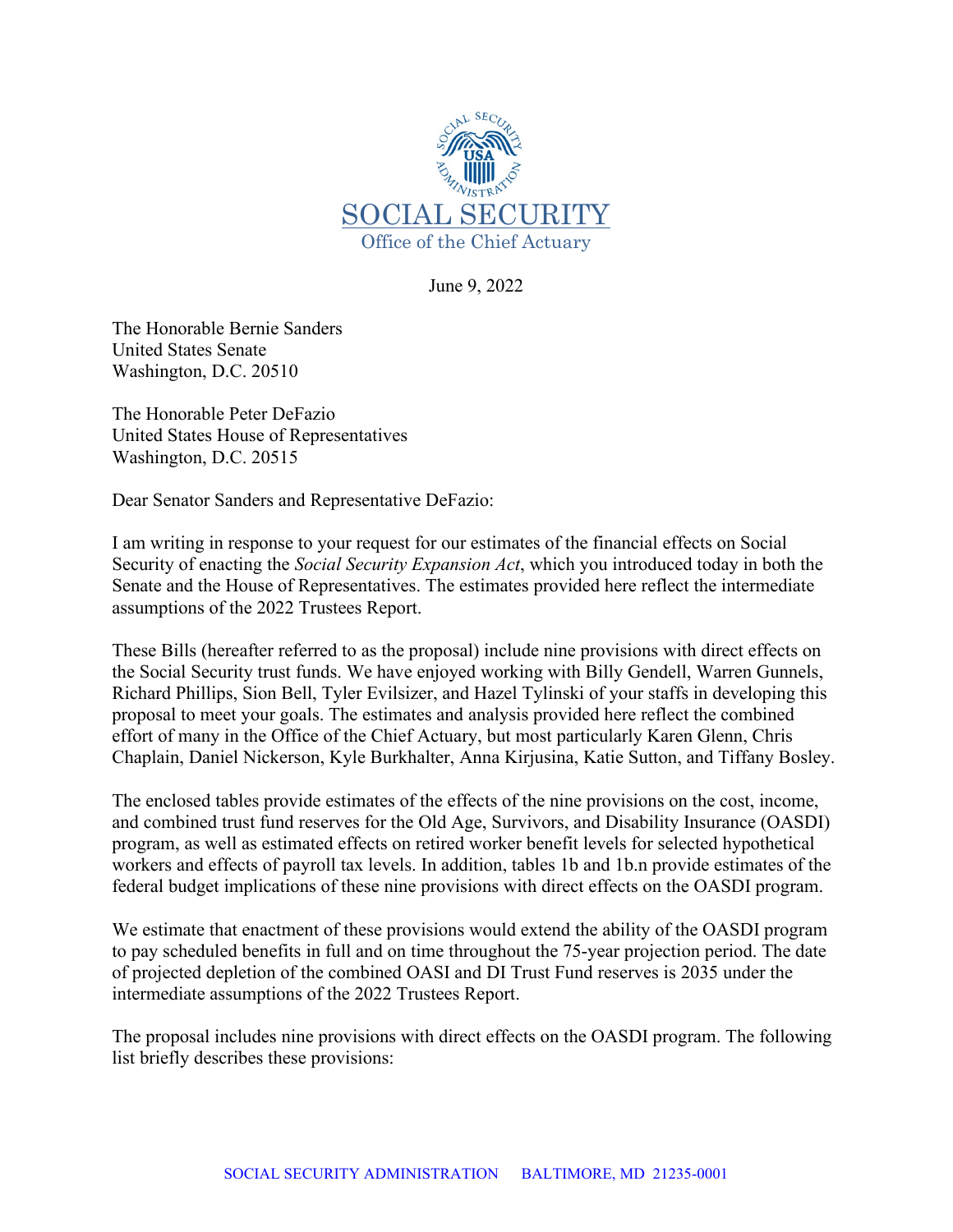SOCIAL SECURITY

Office of the Chief Actuary

June 9, 2022

The Honorable Bernie Sanders
United States Senate
Washington, D.C. 20510

The Honorable Peter DeFazio
United States House of Representatives
Washington, D.C. 20515

Dear Senator Sanders and Representative DeFazio:

I am writing in response to your request for our estimates of the financial effects on Social Security of enacting the *Social Security Expansion Act*, which you introduced today in both the Senate and the House of Representatives. The estimates provided here reflect the intermediate assumptions of the 2022 Trustees Report.

These Bills (hereafter referred to as the proposal) include nine provisions with direct effects on the Social Security trust funds. We have enjoyed working with Billy Gendell, Warren Gunnels, Richard Phillips, Sion Bell, Tyler Evilsizer, and Hazel Tylinski of your staffs in developing this proposal to meet your goals. The estimates and analysis provided here reflect the combined effort of many in the Office of the Chief Actuary, but most particularly Karen Glenn, Chris Chaplain, Daniel Nickerson, Kyle Burkhalter, Anna Kirjusina, Katie Sutton, and Tiffany Bosley.

The enclosed tables provide estimates of the effects of the nine provisions on the cost, income, and combined trust fund reserves for the Old Age, Survivors, and Disability Insurance (OASDI) program, as well as estimated effects on retired worker benefit levels for selected hypothetical workers and effects of payroll tax levels. In addition, tables 1b and 1b.n provide estimates of the federal budget implications of these nine provisions with direct effects on the OASDI program.

We estimate that enactment of these provisions would extend the ability of the OASDI program to pay scheduled benefits in full and on time throughout the 75-year projection period. The date of projected depletion of the combined OASI and DI Trust Fund reserves is 2035 under the intermediate assumptions of the 2022 Trustees Report.

The proposal includes nine provisions with direct effects on the OASDI program. The following list briefly describes these provisions: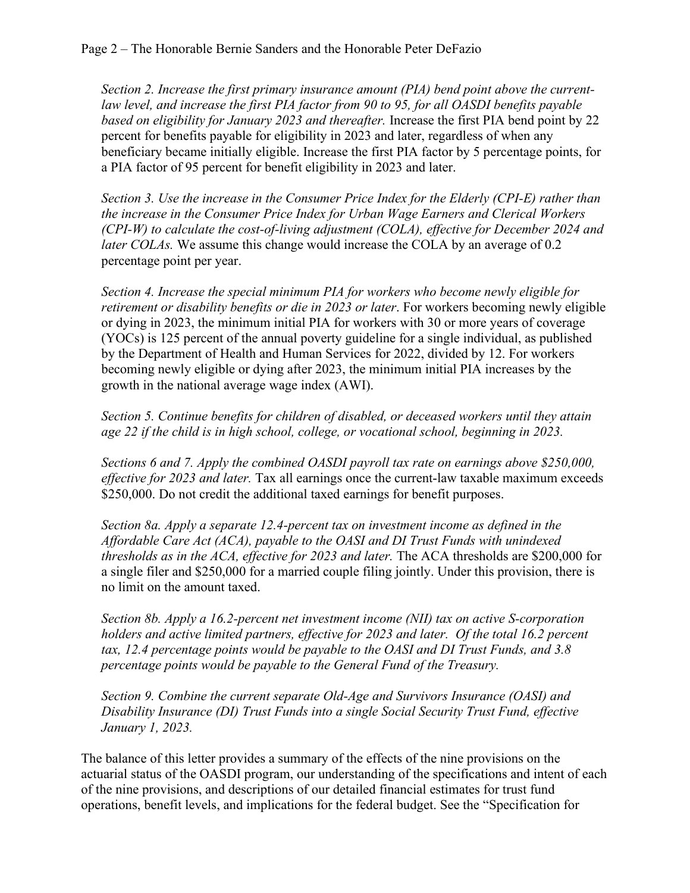*Section 2. Increase the first primary insurance amount (PIA) bend point above the current-law level, and increase the first PIA factor from 90 to 95, for all OASDI benefits payable based on eligibility for January 2023 and thereafter.* Increase the first PIA bend point by 22 percent for benefits payable for eligibility in 2023 and later, regardless of when any beneficiary became initially eligible. Increase the first PIA factor by 5 percentage points, for a PIA factor of 95 percent for benefit eligibility in 2023 and later.

*Section 3. Use the increase in the Consumer Price Index for the Elderly (CPI-E) rather than the increase in the Consumer Price Index for Urban Wage Earners and Clerical Workers (CPI-W) to calculate the cost-of-living adjustment (COLA), effective for December 2024 and later COLAs.* We assume this change would increase the COLA by an average of 0.2 percentage point per year.

*Section 4. Increase the special minimum PIA for workers who become newly eligible for retirement or disability benefits or die in 2023 or later*. For workers becoming newly eligible or dying in 2023, the minimum initial PIA for workers with 30 or more years of coverage (YOCs) is 125 percent of the annual poverty guideline for a single individual, as published by the Department of Health and Human Services for 2022, divided by 12. For workers becoming newly eligible or dying after 2023, the minimum initial PIA increases by the growth in the national average wage index (AWI).

*Section 5. Continue benefits for children of disabled, or deceased workers until they attain age 22 if the child is in high school, college, or vocational school, beginning in 2023.*

*Sections 6 and 7. Apply the combined OASDI payroll tax rate on earnings above $250,000, effective for 2023 and later.* Tax all earnings once the current-law taxable maximum exceeds $250,000. Do not credit the additional taxed earnings for benefit purposes.

*Section 8a. Apply a separate 12.4-percent tax on investment income as defined in the Affordable Care Act (ACA), payable to the OASI and DI Trust Funds with unindexed thresholds as in the ACA, effective for 2023 and later.* The ACA thresholds are $200,000 for a single filer and $250,000 for a married couple filing jointly. Under this provision, there is no limit on the amount taxed.

*Section 8b. Apply a 16.2-percent net investment income (NII) tax on active S-corporation holders and active limited partners, effective for 2023 and later. Of the total 16.2 percent tax, 12.4 percentage points would be payable to the OASI and DI Trust Funds, and 3.8 percentage points would be payable to the General Fund of the Treasury.*

*Section 9. Combine the current separate Old-Age and Survivors Insurance (OASI) and Disability Insurance (DI) Trust Funds into a single Social Security Trust Fund, effective January 1, 2023.*

The balance of this letter provides a summary of the effects of the nine provisions on the actuarial status of the OASDI program, our understanding of the specifications and intent of each of the nine provisions, and descriptions of our detailed financial estimates for trust fund operations, benefit levels, and implications for the federal budget. See the "Specification for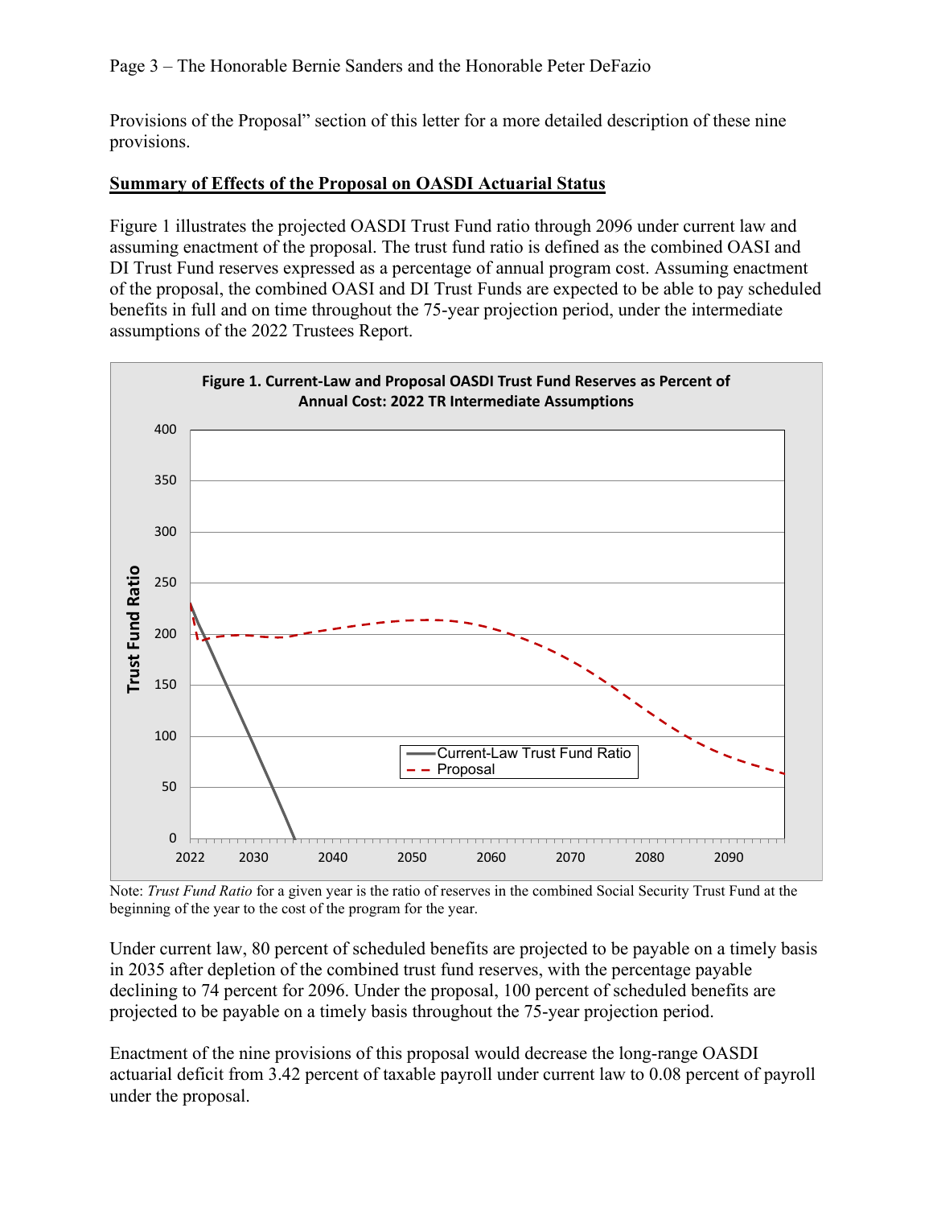Provisions of the Proposal" section of this letter for a more detailed description of these nine provisions.

**Summary of Effects of the Proposal on OASDI Actuarial Status**

Figure 1 illustrates the projected OASDI Trust Fund ratio through 2096 under current law and assuming enactment of the proposal. The trust fund ratio is defined as the combined OASI and DI Trust Fund reserves expressed as a percentage of annual program cost. Assuming enactment of the proposal, the combined OASI and DI Trust Funds are expected to be able to pay scheduled benefits in full and on time throughout the 75-year projection period, under the intermediate assumptions of the 2022 Trustees Report.

**Figure 1. Current-Law and Proposal OASDI Trust Fund Reserves as Percent of Annual Cost: 2022 TR Intermediate Assumptions**

Trust Fund Ratio

400
350
300
250
200
150
100
50
0

2022 2030 2040 2050 2060 2070 2080 2090

Current-Law Trust Fund Ratio
Proposal

Note: *Trust Fund Ratio* for a given year is the ratio of reserves in the combined Social Security Trust Fund at the beginning of the year to the cost of the program for the year.

Under current law, 80 percent of scheduled benefits are projected to be payable on a timely basis in 2035 after depletion of the combined trust fund reserves, with the percentage payable declining to 74 percent for 2096. Under the proposal, 100 percent of scheduled benefits are projected to be payable on a timely basis throughout the 75-year projection period.

Enactment of the nine provisions of this proposal would decrease the long-range OASDI actuarial deficit from 3.42 percent of taxable payroll under current law to 0.08 percent of payroll under the proposal.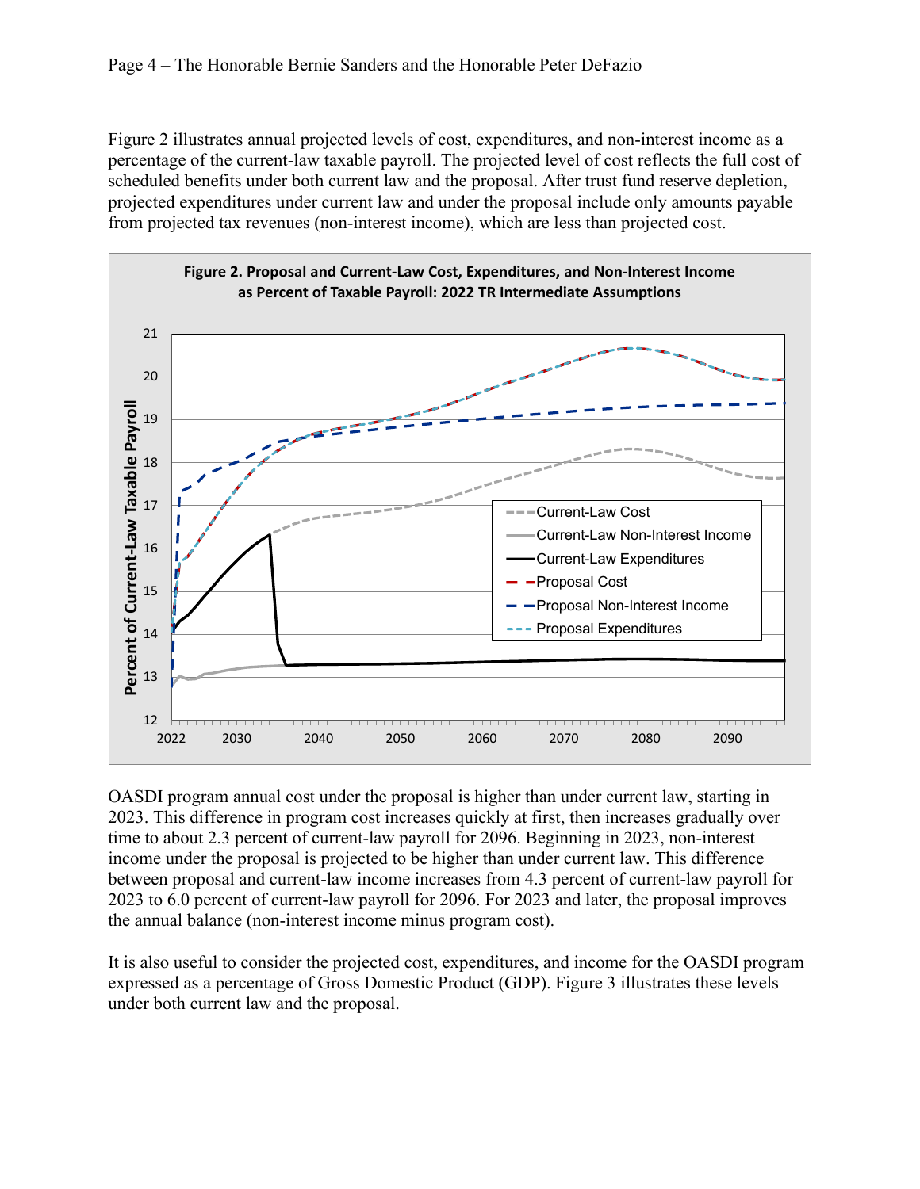Figure 2 illustrates annual projected levels of cost, expenditures, and non-interest income as a percentage of the current-law taxable payroll. The projected level of cost reflects the full cost of scheduled benefits under both current law and the proposal. After trust fund reserve depletion, projected expenditures under current law and under the proposal include only amounts payable from projected tax revenues (non-interest income), which are less than projected cost.

**Figure 2. Proposal and Current-Law Cost, Expenditures, and Non-Interest Income as Percent of Taxable Payroll: 2022 TR Intermediate Assumptions**

Percent of Current-Law Taxable Payroll

21
20
19
18
17
16
15
14
13
12

2022 2030 2040 2050 2060 2070 2080 2090

Current-Law Cost
Current-Law Non-Interest Income
Current-Law Expenditures
Proposal Cost
Proposal Non-Interest Income
Proposal Expenditures

OASDI program annual cost under the proposal is higher than under current law, starting in 2023. This difference in program cost increases quickly at first, then increases gradually over time to about 2.3 percent of current-law payroll for 2096. Beginning in 2023, non-interest income under the proposal is projected to be higher than under current law. This difference between proposal and current-law income increases from 4.3 percent of current-law payroll for 2023 to 6.0 percent of current-law payroll for 2096. For 2023 and later, the proposal improves the annual balance (non-interest income minus program cost).

It is also useful to consider the projected cost, expenditures, and income for the OASDI program expressed as a percentage of Gross Domestic Product (GDP). Figure 3 illustrates these levels under both current law and the proposal.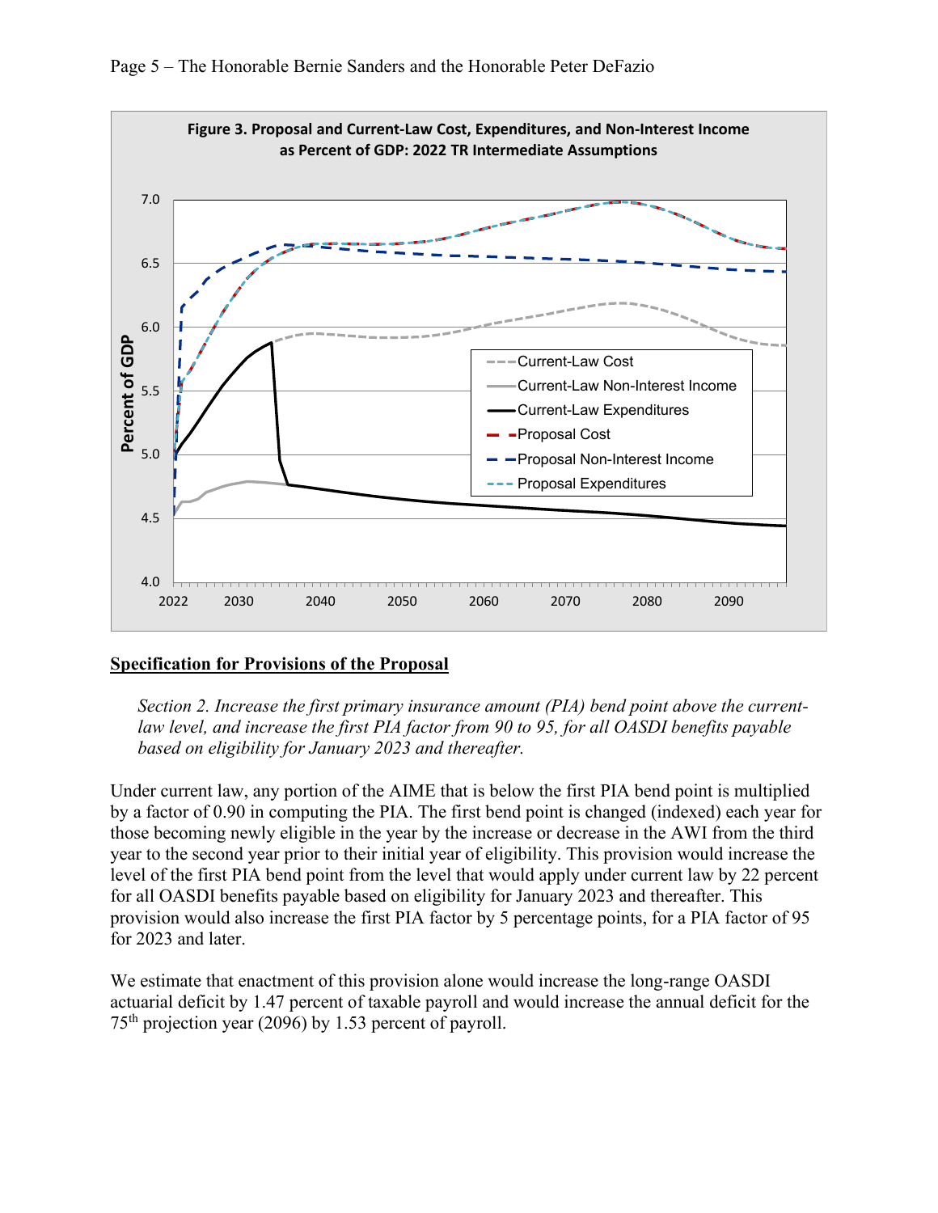**Figure 3. Proposal and Current-Law Cost, Expenditures, and Non-Interest Income as Percent of GDP: 2022 TR Intermediate Assumptions**

Percent of GDP

7.0
6.5
6.0
5.5
5.0
4.5
4.0

2022 2030 2040 2050 2060 2070 2080 2090

Current-Law Cost
Current-Law Non-Interest Income
Current-Law Expenditures
Proposal Cost
Proposal Non-Interest Income
Proposal Expenditures

## Specification for Provisions of the Proposal

*Section 2. Increase the first primary insurance amount (PIA) bend point above the current-law level, and increase the first PIA factor from 90 to 95, for all OASDI benefits payable based on eligibility for January 2023 and thereafter.*

Under current law, any portion of the AIME that is below the first PIA bend point is multiplied by a factor of 0.90 in computing the PIA. The first bend point is changed (indexed) each year for those becoming newly eligible in the year by the increase or decrease in the AWI from the third year to the second year prior to their initial year of eligibility. This provision would increase the level of the first PIA bend point from the level that would apply under current law by 22 percent for all OASDI benefits payable based on eligibility for January 2023 and thereafter. This provision would also increase the first PIA factor by 5 percentage points, for a PIA factor of 95 for 2023 and later.

We estimate that enactment of this provision alone would increase the long-range OASDI actuarial deficit by 1.47 percent of taxable payroll and would increase the annual deficit for the 75th projection year (2096) by 1.53 percent of payroll.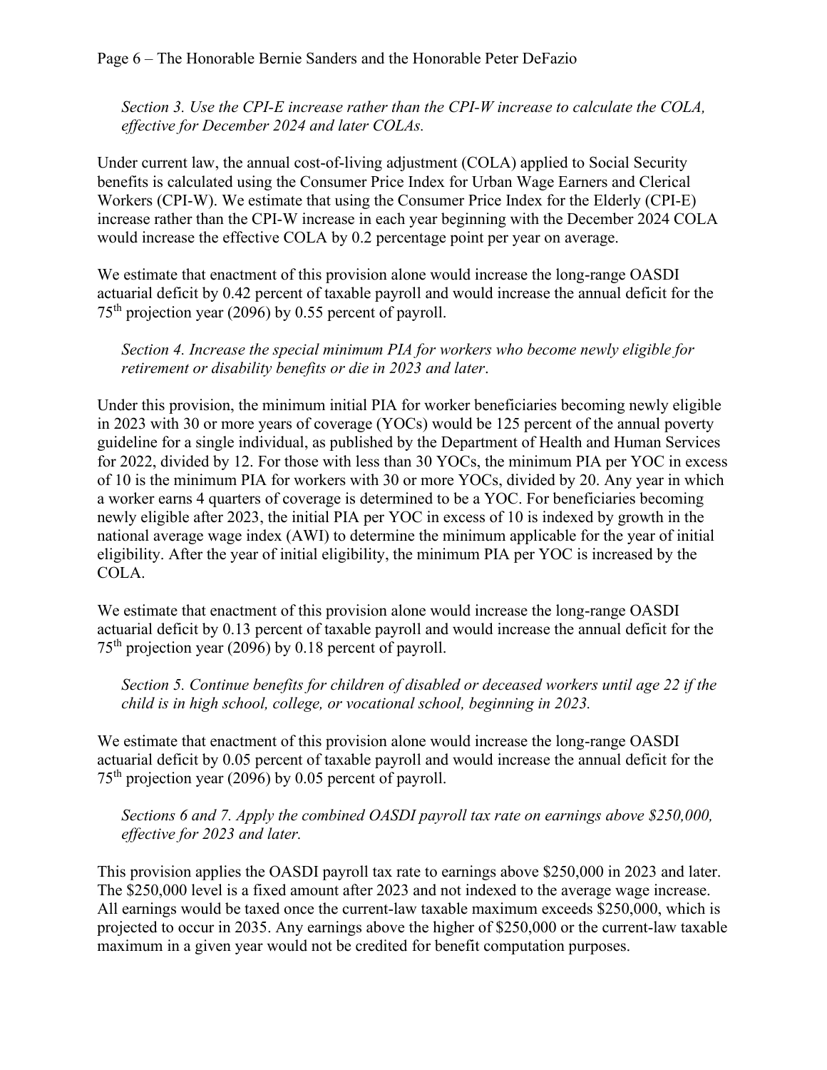*Section 3. Use the CPI-E increase rather than the CPI-W increase to calculate the COLA, effective for December 2024 and later COLAs.*

Under current law, the annual cost-of-living adjustment (COLA) applied to Social Security benefits is calculated using the Consumer Price Index for Urban Wage Earners and Clerical Workers (CPI-W). We estimate that using the Consumer Price Index for the Elderly (CPI-E) increase rather than the CPI-W increase in each year beginning with the December 2024 COLA would increase the effective COLA by 0.2 percentage point per year on average.

We estimate that enactment of this provision alone would increase the long-range OASDI actuarial deficit by 0.42 percent of taxable payroll and would increase the annual deficit for the 75th projection year (2096) by 0.55 percent of payroll.

*Section 4. Increase the special minimum PIA for workers who become newly eligible for retirement or disability benefits or die in 2023 and later.*

Under this provision, the minimum initial PIA for worker beneficiaries becoming newly eligible in 2023 with 30 or more years of coverage (YOCs) would be 125 percent of the annual poverty guideline for a single individual, as published by the Department of Health and Human Services for 2022, divided by 12. For those with less than 30 YOCs, the minimum PIA per YOC in excess of 10 is the minimum PIA for workers with 30 or more YOCs, divided by 20. Any year in which a worker earns 4 quarters of coverage is determined to be a YOC. For beneficiaries becoming newly eligible after 2023, the initial PIA per YOC in excess of 10 is indexed by growth in the national average wage index (AWI) to determine the minimum applicable for the year of initial eligibility. After the year of initial eligibility, the minimum PIA per YOC is increased by the COLA.

We estimate that enactment of this provision alone would increase the long-range OASDI actuarial deficit by 0.13 percent of taxable payroll and would increase the annual deficit for the 75th projection year (2096) by 0.18 percent of payroll.

*Section 5. Continue benefits for children of disabled or deceased workers until age 22 if the child is in high school, college, or vocational school, beginning in 2023.*

We estimate that enactment of this provision alone would increase the long-range OASDI actuarial deficit by 0.05 percent of taxable payroll and would increase the annual deficit for the 75th projection year (2096) by 0.05 percent of payroll.

*Sections 6 and 7. Apply the combined OASDI payroll tax rate on earnings above $250,000, effective for 2023 and later.*

This provision applies the OASDI payroll tax rate to earnings above $250,000 in 2023 and later. The $250,000 level is a fixed amount after 2023 and not indexed to the average wage increase. All earnings would be taxed once the current-law taxable maximum exceeds $250,000, which is projected to occur in 2035. Any earnings above the higher of $250,000 or the current-law taxable maximum in a given year would not be credited for benefit computation purposes.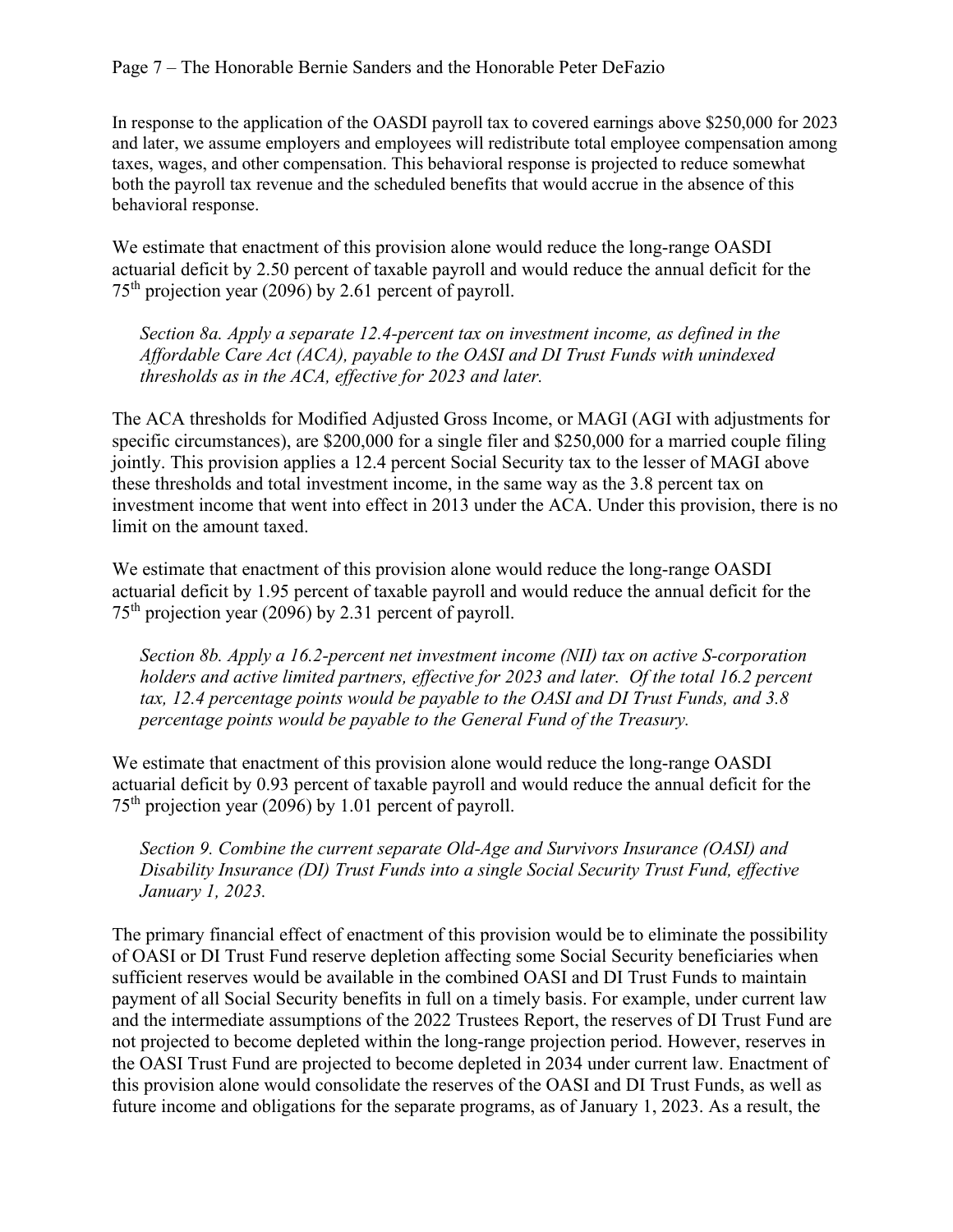In response to the application of the OASDI payroll tax to covered earnings above $250,000 for 2023 and later, we assume employers and employees will redistribute total employee compensation among taxes, wages, and other compensation. This behavioral response is projected to reduce somewhat both the payroll tax revenue and the scheduled benefits that would accrue in the absence of this behavioral response.

We estimate that enactment of this provision alone would reduce the long-range OASDI actuarial deficit by 2.50 percent of taxable payroll and would reduce the annual deficit for the 75th projection year (2096) by 2.61 percent of payroll.

*Section 8a. Apply a separate 12.4-percent tax on investment income, as defined in the Affordable Care Act (ACA), payable to the OASI and DI Trust Funds with unindexed thresholds as in the ACA, effective for 2023 and later.*

The ACA thresholds for Modified Adjusted Gross Income, or MAGI (AGI with adjustments for specific circumstances), are $200,000 for a single filer and $250,000 for a married couple filing jointly. This provision applies a 12.4 percent Social Security tax to the lesser of MAGI above these thresholds and total investment income, in the same way as the 3.8 percent tax on investment income that went into effect in 2013 under the ACA. Under this provision, there is no limit on the amount taxed.

We estimate that enactment of this provision alone would reduce the long-range OASDI actuarial deficit by 1.95 percent of taxable payroll and would reduce the annual deficit for the 75th projection year (2096) by 2.31 percent of payroll.

*Section 8b. Apply a 16.2-percent net investment income (NII) tax on active S-corporation holders and active limited partners, effective for 2023 and later. Of the total 16.2 percent tax, 12.4 percentage points would be payable to the OASI and DI Trust Funds, and 3.8 percentage points would be payable to the General Fund of the Treasury.*

We estimate that enactment of this provision alone would reduce the long-range OASDI actuarial deficit by 0.93 percent of taxable payroll and would reduce the annual deficit for the 75th projection year (2096) by 1.01 percent of payroll.

*Section 9. Combine the current separate Old-Age and Survivors Insurance (OASI) and Disability Insurance (DI) Trust Funds into a single Social Security Trust Fund, effective January 1, 2023.*

The primary financial effect of enactment of this provision would be to eliminate the possibility of OASI or DI Trust Fund reserve depletion affecting some Social Security beneficiaries when sufficient reserves would be available in the combined OASI and DI Trust Funds to maintain payment of all Social Security benefits in full on a timely basis. For example, under current law and the intermediate assumptions of the 2022 Trustees Report, the reserves of DI Trust Fund are not projected to become depleted within the long-range projection period. However, reserves in the OASI Trust Fund are projected to become depleted in 2034 under current law. Enactment of this provision alone would consolidate the reserves of the OASI and DI Trust Funds, as well as future income and obligations for the separate programs, as of January 1, 2023. As a result, the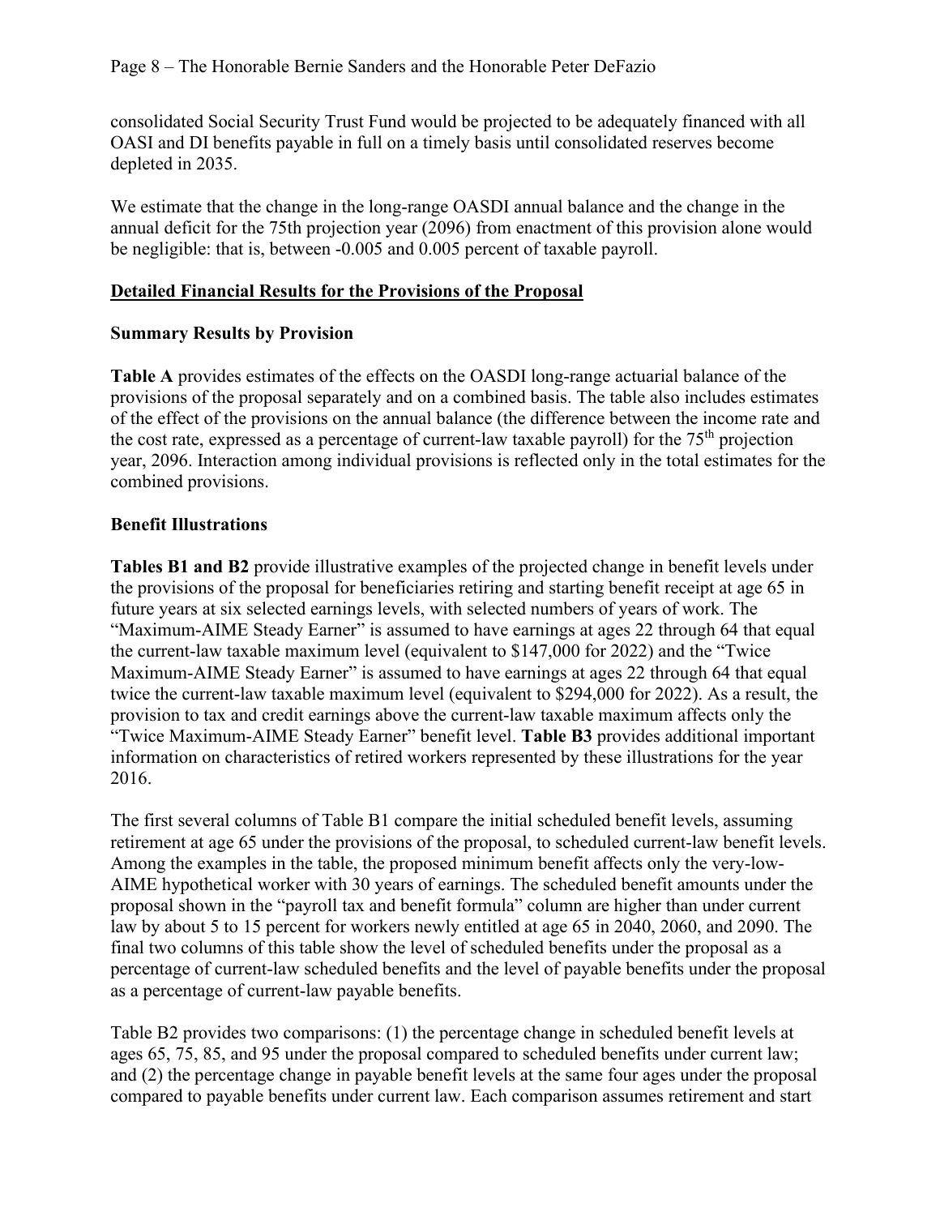consolidated Social Security Trust Fund would be projected to be adequately financed with all OASI and DI benefits payable in full on a timely basis until consolidated reserves become depleted in 2035.

We estimate that the change in the long-range OASDI annual balance and the change in the annual deficit for the 75th projection year (2096) from enactment of this provision alone would be negligible: that is, between -0.005 and 0.005 percent of taxable payroll.

## Detailed Financial Results for the Provisions of the Proposal

### Summary Results by Provision

**Table A** provides estimates of the effects on the OASDI long-range actuarial balance of the provisions of the proposal separately and on a combined basis. The table also includes estimates of the effect of the provisions on the annual balance (the difference between the income rate and the cost rate, expressed as a percentage of current-law taxable payroll) for the 75th projection year, 2096. Interaction among individual provisions is reflected only in the total estimates for the combined provisions.

### Benefit Illustrations

**Tables B1 and B2** provide illustrative examples of the projected change in benefit levels under the provisions of the proposal for beneficiaries retiring and starting benefit receipt at age 65 in future years at six selected earnings levels, with selected numbers of years of work. The "Maximum-AIME Steady Earner" is assumed to have earnings at ages 22 through 64 that equal the current-law taxable maximum level (equivalent to \$147,000 for 2022) and the "Twice Maximum-AIME Steady Earner" is assumed to have earnings at ages 22 through 64 that equal twice the current-law taxable maximum level (equivalent to \$294,000 for 2022). As a result, the provision to tax and credit earnings above the current-law taxable maximum affects only the "Twice Maximum-AIME Steady Earner" benefit level. **Table B3** provides additional important information on characteristics of retired workers represented by these illustrations for the year 2016.

The first several columns of Table B1 compare the initial scheduled benefit levels, assuming retirement at age 65 under the provisions of the proposal, to scheduled current-law benefit levels. Among the examples in the table, the proposed minimum benefit affects only the very-low-AIME hypothetical worker with 30 years of earnings. The scheduled benefit amounts under the proposal shown in the "payroll tax and benefit formula" column are higher than under current law by about 5 to 15 percent for workers newly entitled at age 65 in 2040, 2060, and 2090. The final two columns of this table show the level of scheduled benefits under the proposal as a percentage of current-law scheduled benefits and the level of payable benefits under the proposal as a percentage of current-law payable benefits.

Table B2 provides two comparisons: (1) the percentage change in scheduled benefit levels at ages 65, 75, 85, and 95 under the proposal compared to scheduled benefits under current law; and (2) the percentage change in payable benefit levels at the same four ages under the proposal compared to payable benefits under current law. Each comparison assumes retirement and start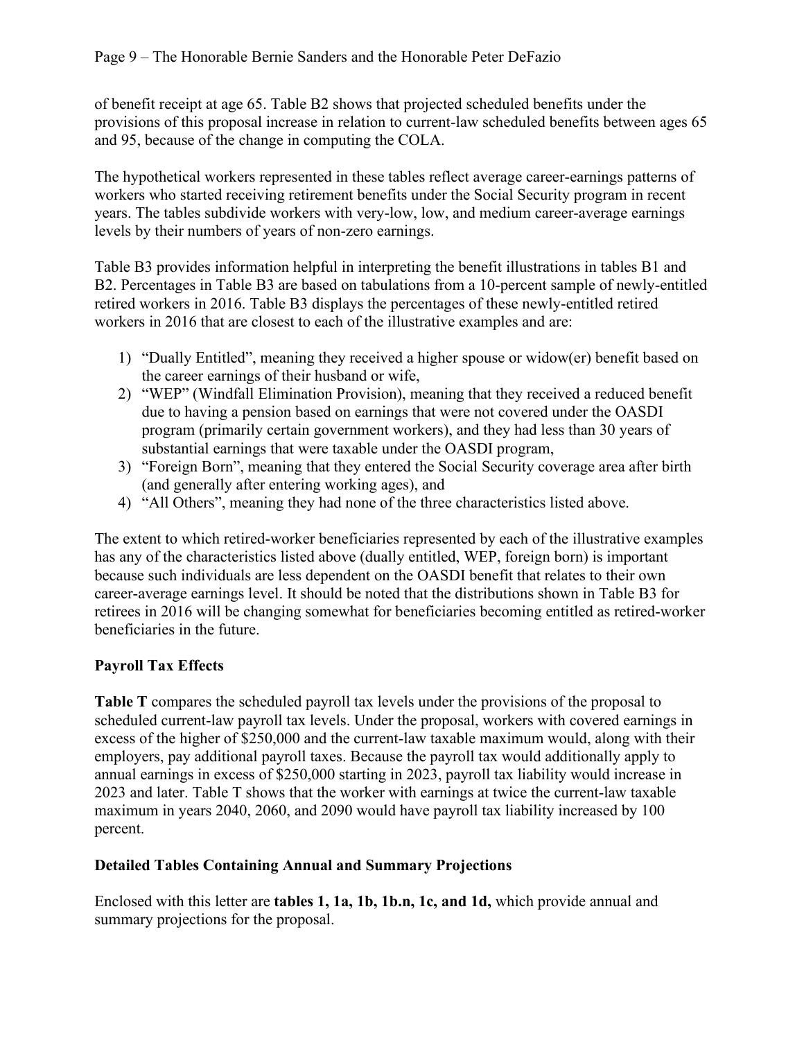of benefit receipt at age 65. Table B2 shows that projected scheduled benefits under the provisions of this proposal increase in relation to current-law scheduled benefits between ages 65 and 95, because of the change in computing the COLA.

The hypothetical workers represented in these tables reflect average career-earnings patterns of workers who started receiving retirement benefits under the Social Security program in recent years. The tables subdivide workers with very-low, low, and medium career-average earnings levels by their numbers of years of non-zero earnings.

Table B3 provides information helpful in interpreting the benefit illustrations in tables B1 and B2. Percentages in Table B3 are based on tabulations from a 10-percent sample of newly-entitled retired workers in 2016. Table B3 displays the percentages of these newly-entitled retired workers in 2016 that are closest to each of the illustrative examples and are:

1) "Dually Entitled", meaning they received a higher spouse or widow(er) benefit based on the career earnings of their husband or wife,
2) "WEP" (Windfall Elimination Provision), meaning that they received a reduced benefit due to having a pension based on earnings that were not covered under the OASDI program (primarily certain government workers), and they had less than 30 years of substantial earnings that were taxable under the OASDI program,
3) "Foreign Born", meaning that they entered the Social Security coverage area after birth (and generally after entering working ages), and
4) "All Others", meaning they had none of the three characteristics listed above.

The extent to which retired-worker beneficiaries represented by each of the illustrative examples has any of the characteristics listed above (dually entitled, WEP, foreign born) is important because such individuals are less dependent on the OASDI benefit that relates to their own career-average earnings level. It should be noted that the distributions shown in Table B3 for retirees in 2016 will be changing somewhat for beneficiaries becoming entitled as retired-worker beneficiaries in the future.

**Payroll Tax Effects**

**Table T** compares the scheduled payroll tax levels under the provisions of the proposal to scheduled current-law payroll tax levels. Under the proposal, workers with covered earnings in excess of the higher of $250,000 and the current-law taxable maximum would, along with their employers, pay additional payroll taxes. Because the payroll tax would additionally apply to annual earnings in excess of $250,000 starting in 2023, payroll tax liability would increase in 2023 and later. Table T shows that the worker with earnings at twice the current-law taxable maximum in years 2040, 2060, and 2090 would have payroll tax liability increased by 100 percent.

**Detailed Tables Containing Annual and Summary Projections**

Enclosed with this letter are **tables 1, 1a, 1b, 1b.n, 1c, and 1d,** which provide annual and summary projections for the proposal.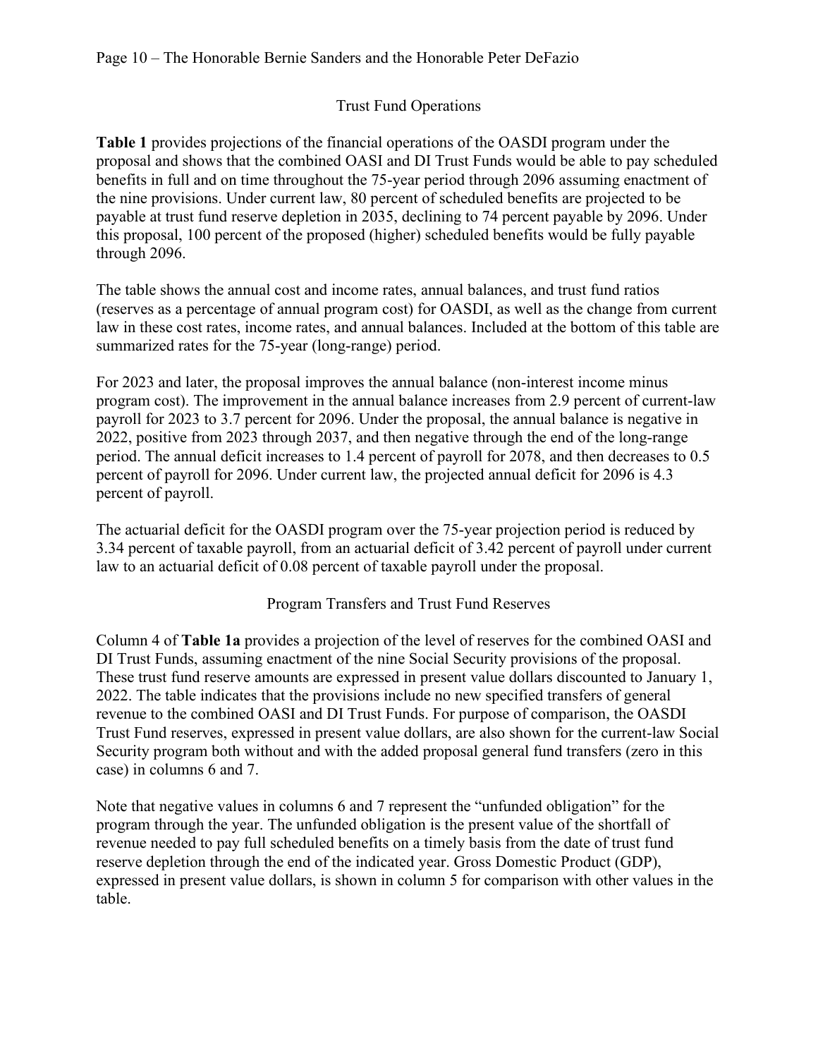## Trust Fund Operations

**Table 1** provides projections of the financial operations of the OASDI program under the proposal and shows that the combined OASI and DI Trust Funds would be able to pay scheduled benefits in full and on time throughout the 75-year period through 2096 assuming enactment of the nine provisions. Under current law, 80 percent of scheduled benefits are projected to be payable at trust fund reserve depletion in 2035, declining to 74 percent payable by 2096. Under this proposal, 100 percent of the proposed (higher) scheduled benefits would be fully payable through 2096.

The table shows the annual cost and income rates, annual balances, and trust fund ratios (reserves as a percentage of annual program cost) for OASDI, as well as the change from current law in these cost rates, income rates, and annual balances. Included at the bottom of this table are summarized rates for the 75-year (long-range) period.

For 2023 and later, the proposal improves the annual balance (non-interest income minus program cost). The improvement in the annual balance increases from 2.9 percent of current-law payroll for 2023 to 3.7 percent for 2096. Under the proposal, the annual balance is negative in 2022, positive from 2023 through 2037, and then negative through the end of the long-range period. The annual deficit increases to 1.4 percent of payroll for 2078, and then decreases to 0.5 percent of payroll for 2096. Under current law, the projected annual deficit for 2096 is 4.3 percent of payroll.

The actuarial deficit for the OASDI program over the 75-year projection period is reduced by 3.34 percent of taxable payroll, from an actuarial deficit of 3.42 percent of payroll under current law to an actuarial deficit of 0.08 percent of taxable payroll under the proposal.

## Program Transfers and Trust Fund Reserves

Column 4 of **Table 1a** provides a projection of the level of reserves for the combined OASI and DI Trust Funds, assuming enactment of the nine Social Security provisions of the proposal. These trust fund reserve amounts are expressed in present value dollars discounted to January 1, 2022. The table indicates that the provisions include no new specified transfers of general revenue to the combined OASI and DI Trust Funds. For purpose of comparison, the OASDI Trust Fund reserves, expressed in present value dollars, are also shown for the current-law Social Security program both without and with the added proposal general fund transfers (zero in this case) in columns 6 and 7.

Note that negative values in columns 6 and 7 represent the "unfunded obligation" for the program through the year. The unfunded obligation is the present value of the shortfall of revenue needed to pay full scheduled benefits on a timely basis from the date of trust fund reserve depletion through the end of the indicated year. Gross Domestic Product (GDP), expressed in present value dollars, is shown in column 5 for comparison with other values in the table.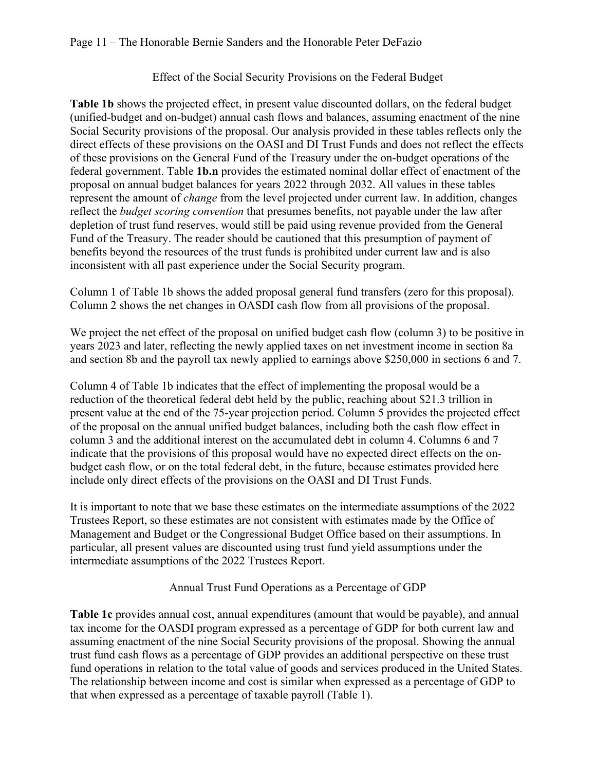## Effect of the Social Security Provisions on the Federal Budget

**Table 1b** shows the projected effect, in present value discounted dollars, on the federal budget (unified-budget and on-budget) annual cash flows and balances, assuming enactment of the nine Social Security provisions of the proposal. Our analysis provided in these tables reflects only the direct effects of these provisions on the OASI and DI Trust Funds and does not reflect the effects of these provisions on the General Fund of the Treasury under the on-budget operations of the federal government. Table **1b.n** provides the estimated nominal dollar effect of enactment of the proposal on annual budget balances for years 2022 through 2032. All values in these tables represent the amount of *change* from the level projected under current law. In addition, changes reflect the *budget scoring convention* that presumes benefits, not payable under the law after depletion of trust fund reserves, would still be paid using revenue provided from the General Fund of the Treasury. The reader should be cautioned that this presumption of payment of benefits beyond the resources of the trust funds is prohibited under current law and is also inconsistent with all past experience under the Social Security program.

Column 1 of Table 1b shows the added proposal general fund transfers (zero for this proposal). Column 2 shows the net changes in OASDI cash flow from all provisions of the proposal.

We project the net effect of the proposal on unified budget cash flow (column 3) to be positive in years 2023 and later, reflecting the newly applied taxes on net investment income in section 8a and section 8b and the payroll tax newly applied to earnings above $250,000 in sections 6 and 7.

Column 4 of Table 1b indicates that the effect of implementing the proposal would be a reduction of the theoretical federal debt held by the public, reaching about $21.3 trillion in present value at the end of the 75-year projection period. Column 5 provides the projected effect of the proposal on the annual unified budget balances, including both the cash flow effect in column 3 and the additional interest on the accumulated debt in column 4. Columns 6 and 7 indicate that the provisions of this proposal would have no expected direct effects on the on-budget cash flow, or on the total federal debt, in the future, because estimates provided here include only direct effects of the provisions on the OASI and DI Trust Funds.

It is important to note that we base these estimates on the intermediate assumptions of the 2022 Trustees Report, so these estimates are not consistent with estimates made by the Office of Management and Budget or the Congressional Budget Office based on their assumptions. In particular, all present values are discounted using trust fund yield assumptions under the intermediate assumptions of the 2022 Trustees Report.

## Annual Trust Fund Operations as a Percentage of GDP

**Table 1c** provides annual cost, annual expenditures (amount that would be payable), and annual tax income for the OASDI program expressed as a percentage of GDP for both current law and assuming enactment of the nine Social Security provisions of the proposal. Showing the annual trust fund cash flows as a percentage of GDP provides an additional perspective on these trust fund operations in relation to the total value of goods and services produced in the United States. The relationship between income and cost is similar when expressed as a percentage of GDP to that when expressed as a percentage of taxable payroll (Table 1).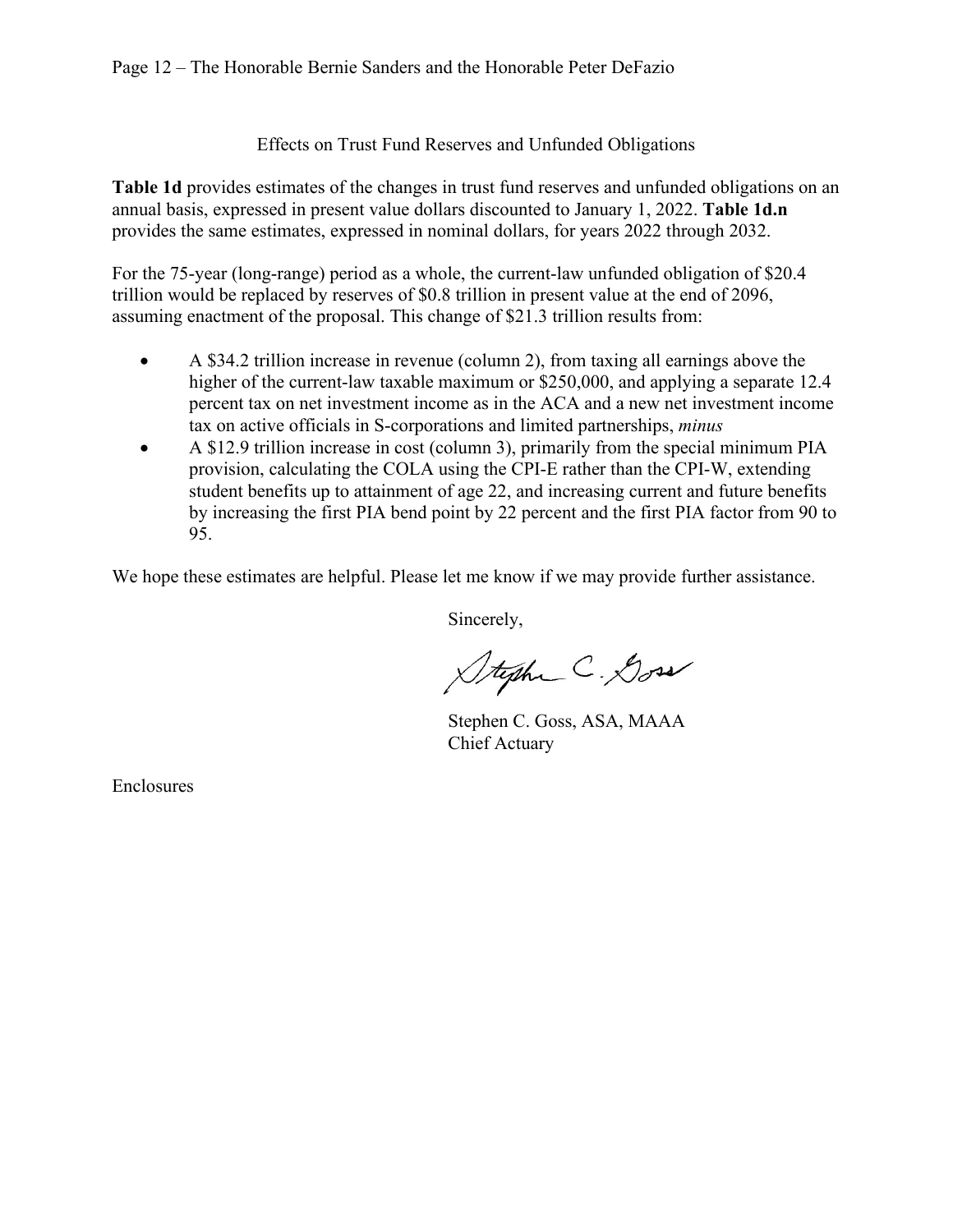Effects on Trust Fund Reserves and Unfunded Obligations

**Table 1d** provides estimates of the changes in trust fund reserves and unfunded obligations on an annual basis, expressed in present value dollars discounted to January 1, 2022. **Table 1d.n** provides the same estimates, expressed in nominal dollars, for years 2022 through 2032.

For the 75-year (long-range) period as a whole, the current-law unfunded obligation of $20.4 trillion would be replaced by reserves of $0.8 trillion in present value at the end of 2096, assuming enactment of the proposal. This change of $21.3 trillion results from:

- A $34.2 trillion increase in revenue (column 2), from taxing all earnings above the higher of the current-law taxable maximum or $250,000, and applying a separate 12.4 percent tax on net investment income as in the ACA and a new net investment income tax on active officials in S-corporations and limited partnerships, *minus*
- A $12.9 trillion increase in cost (column 3), primarily from the special minimum PIA provision, calculating the COLA using the CPI-E rather than the CPI-W, extending student benefits up to attainment of age 22, and increasing current and future benefits by increasing the first PIA bend point by 22 percent and the first PIA factor from 90 to 95.

We hope these estimates are helpful. Please let me know if we may provide further assistance.

Sincerely,

Stephen C. Goss

Stephen C. Goss, ASA, MAAA
Chief Actuary

Enclosures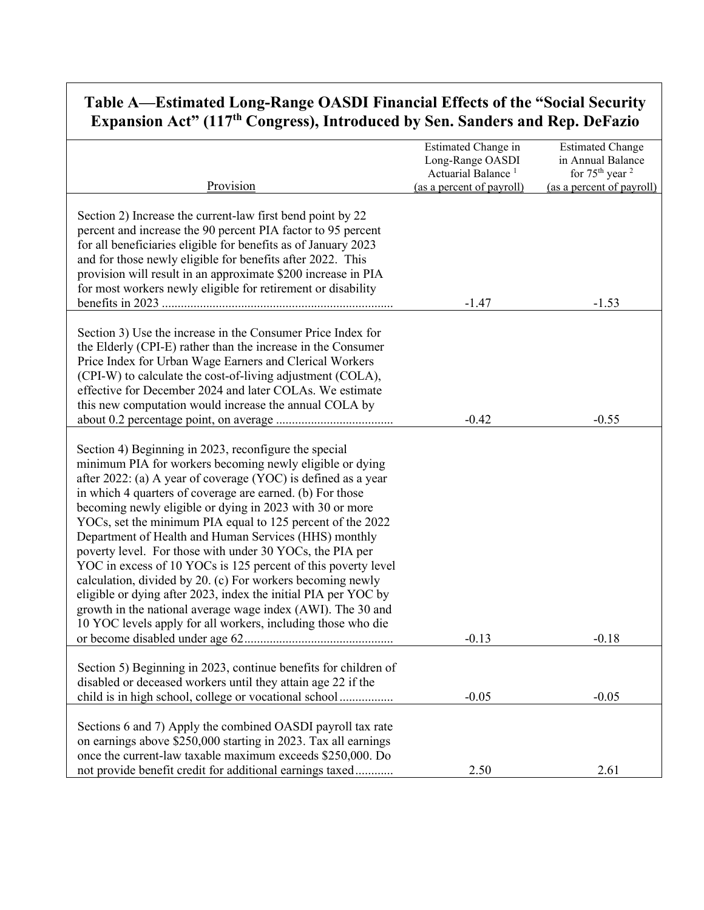## Table A—Estimated Long-Range OASDI Financial Effects of the "Social Security Expansion Act" (117th Congress), Introduced by Sen. Sanders and Rep. DeFazio

| Provision | Estimated Change in Long-Range OASDI Actuarial Balance [1] (as a percent of payroll) | Estimated Change in Annual Balance for 75th year [2] (as a percent of payroll) |
|---|---|---|
| Section 2) Increase the current-law first bend point by 22 percent and increase the 90 percent PIA factor to 95 percent for all beneficiaries eligible for benefits as of January 2023 and for those newly eligible for benefits after 2022. This provision will result in an approximate $200 increase in PIA for most workers newly eligible for retirement or disability benefits in 2023 | -1.47 | -1.53 |
| Section 3) Use the increase in the Consumer Price Index for the Elderly (CPI-E) rather than the increase in the Consumer Price Index for Urban Wage Earners and Clerical Workers (CPI-W) to calculate the cost-of-living adjustment (COLA), effective for December 2024 and later COLAs. We estimate this new computation would increase the annual COLA by about 0.2 percentage point, on average | -0.42 | -0.55 |
| Section 4) Beginning in 2023, reconfigure the special minimum PIA for workers becoming newly eligible or dying after 2022: (a) A year of coverage (YOC) is defined as a year in which 4 quarters of coverage are earned. (b) For those becoming newly eligible or dying in 2023 with 30 or more YOCs, set the minimum PIA equal to 125 percent of the 2022 Department of Health and Human Services (HHS) monthly poverty level. For those with under 30 YOCs, the PIA per YOC in excess of 10 YOCs is 125 percent of this poverty level calculation, divided by 20. (c) For workers becoming newly eligible or dying after 2023, index the initial PIA per YOC by growth in the national average wage index (AWI). The 30 and 10 YOC levels apply for all workers, including those who die or become disabled under age 62 | -0.13 | -0.18 |
| Section 5) Beginning in 2023, continue benefits for children of disabled or deceased workers until they attain age 22 if the child is in high school, college or vocational school | -0.05 | -0.05 |
| Sections 6 and 7) Apply the combined OASDI payroll tax rate on earnings above $250,000 starting in 2023. Tax all earnings once the current-law taxable maximum exceeds $250,000. Do not provide benefit credit for additional earnings taxed | 2.50 | 2.61 |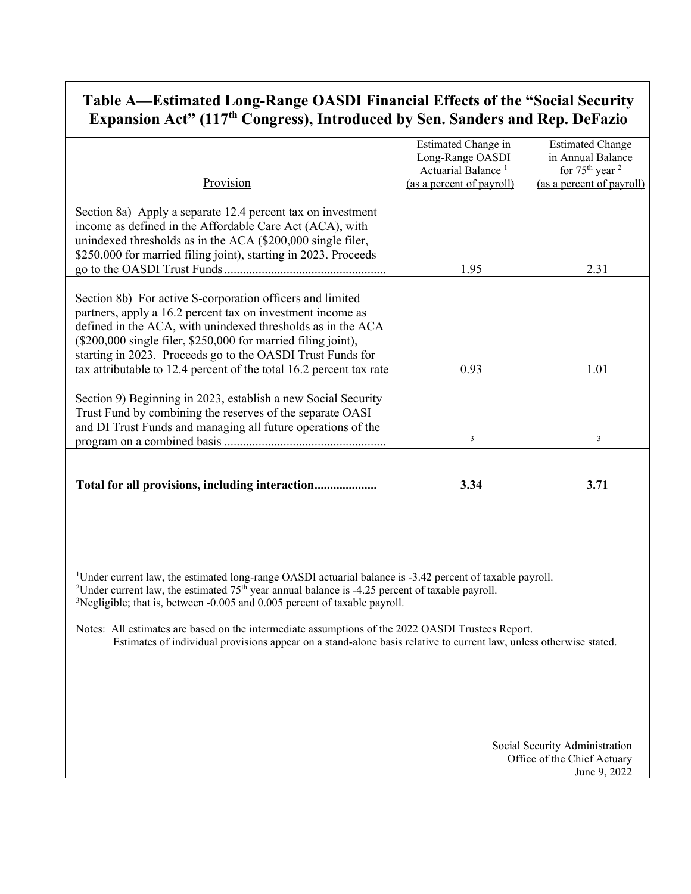## Table A—Estimated Long-Range OASDI Financial Effects of the "Social Security Expansion Act" (117th Congress), Introduced by Sen. Sanders and Rep. DeFazio

| Provision | Estimated Change in Long-Range OASDI Actuarial Balance [1] (as a percent of payroll) | Estimated Change in Annual Balance for 75th year [2] (as a percent of payroll) |
|---|---|---|
| Section 8a) Apply a separate 12.4 percent tax on investment income as defined in the Affordable Care Act (ACA), with unindexed thresholds as in the ACA ($200,000 single filer, $250,000 for married filing joint), starting in 2023. Proceeds go to the OASDI Trust Funds | 1.95 | 2.31 |
| Section 8b) For active S-corporation officers and limited partners, apply a 16.2 percent tax on investment income as defined in the ACA, with unindexed thresholds as in the ACA ($200,000 single filer, $250,000 for married filing joint), starting in 2023. Proceeds go to the OASDI Trust Funds for tax attributable to 12.4 percent of the total 16.2 percent tax rate | 0.93 | 1.01 |
| Section 9) Beginning in 2023, establish a new Social Security Trust Fund by combining the reserves of the separate OASI and DI Trust Funds and managing all future operations of the program on a combined basis | [3] | [3] |
| **Total for all provisions, including interaction** | **3.34** | **3.71** |

[1]Under current law, the estimated long-range OASDI actuarial balance is -3.42 percent of taxable payroll.
[2]Under current law, the estimated 75th year annual balance is -4.25 percent of taxable payroll.
[3]Negligible; that is, between -0.005 and 0.005 percent of taxable payroll.

Notes: All estimates are based on the intermediate assumptions of the 2022 OASDI Trustees Report.
Estimates of individual provisions appear on a stand-alone basis relative to current law, unless otherwise stated.

Social Security Administration
Office of the Chief Actuary
June 9, 2022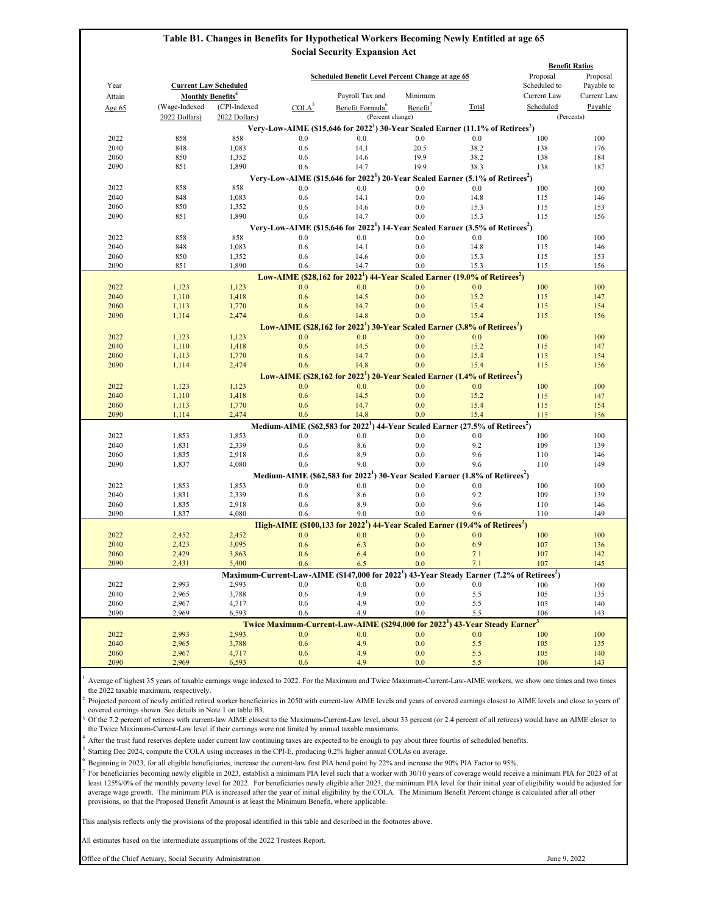## Table B1. Changes in Benefits for Hypothetical Workers Becoming Newly Entitled at age 65

### Social Security Expansion Act

| Year Attain Age 65 | Current Law Scheduled Monthly Benefits[4] (Wage-Indexed 2022 Dollars) | Current Law Scheduled Monthly Benefits[4] (CPI-Indexed 2022 Dollars) | COLA[5] | Payroll Tax and Benefit Formula[6] | Minimum Benefit[7] | Total | Proposal Scheduled to Current Law Scheduled | Proposal Payable to Current Law Payable |
|---|---|---|---|---|---|---|---|---|
| | | | Scheduled Benefit Level Percent Change at age 65 (Percent change) | | | | Benefit Ratios (Percents) | |
| **Very-Low-AIME ($15,646 for 2022[1]) 30-Year Scaled Earner (11.1% of Retirees[2])** | | | | | | | | |
| 2022 | 858 | 858 | 0.0 | 0.0 | 0.0 | 0.0 | 100 | 100 |
| 2040 | 848 | 1,083 | 0.6 | 14.1 | 20.5 | 38.2 | 138 | 176 |
| 2060 | 850 | 1,352 | 0.6 | 14.6 | 19.9 | 38.2 | 138 | 184 |
| 2090 | 851 | 1,890 | 0.6 | 14.7 | 19.9 | 38.3 | 138 | 187 |
| **Very-Low-AIME ($15,646 for 2022[1]) 20-Year Scaled Earner (5.1% of Retirees[2])** | | | | | | | | |
| 2022 | 858 | 858 | 0.0 | 0.0 | 0.0 | 0.0 | 100 | 100 |
| 2040 | 848 | 1,083 | 0.6 | 14.1 | 0.0 | 14.8 | 115 | 146 |
| 2060 | 850 | 1,352 | 0.6 | 14.6 | 0.0 | 15.3 | 115 | 153 |
| 2090 | 851 | 1,890 | 0.6 | 14.7 | 0.0 | 15.3 | 115 | 156 |
| **Very-Low-AIME ($15,646 for 2022[1]) 14-Year Scaled Earner (3.5% of Retirees[2])** | | | | | | | | |
| 2022 | 858 | 858 | 0.0 | 0.0 | 0.0 | 0.0 | 100 | 100 |
| 2040 | 848 | 1,083 | 0.6 | 14.1 | 0.0 | 14.8 | 115 | 146 |
| 2060 | 850 | 1,352 | 0.6 | 14.6 | 0.0 | 15.3 | 115 | 153 |
| 2090 | 851 | 1,890 | 0.6 | 14.7 | 0.0 | 15.3 | 115 | 156 |
| **Low-AIME ($28,162 for 2022[1]) 44-Year Scaled Earner (19.0% of Retirees[2])** | | | | | | | | |
| 2022 | 1,123 | 1,123 | 0.0 | 0.0 | 0.0 | 0.0 | 100 | 100 |
| 2040 | 1,110 | 1,418 | 0.6 | 14.5 | 0.0 | 15.2 | 115 | 147 |
| 2060 | 1,113 | 1,770 | 0.6 | 14.7 | 0.0 | 15.4 | 115 | 154 |
| 2090 | 1,114 | 2,474 | 0.6 | 14.8 | 0.0 | 15.4 | 115 | 156 |
| **Low-AIME ($28,162 for 2022[1]) 30-Year Scaled Earner (3.8% of Retirees[2])** | | | | | | | | |
| 2022 | 1,123 | 1,123 | 0.0 | 0.0 | 0.0 | 0.0 | 100 | 100 |
| 2040 | 1,110 | 1,418 | 0.6 | 14.5 | 0.0 | 15.2 | 115 | 147 |
| 2060 | 1,113 | 1,770 | 0.6 | 14.7 | 0.0 | 15.4 | 115 | 154 |
| 2090 | 1,114 | 2,474 | 0.6 | 14.8 | 0.0 | 15.4 | 115 | 156 |
| **Low-AIME ($28,162 for 2022[1]) 20-Year Scaled Earner (1.4% of Retirees[2])** | | | | | | | | |
| 2022 | 1,123 | 1,123 | 0.0 | 0.0 | 0.0 | 0.0 | 100 | 100 |
| 2040 | 1,110 | 1,418 | 0.6 | 14.5 | 0.0 | 15.2 | 115 | 147 |
| 2060 | 1,113 | 1,770 | 0.6 | 14.7 | 0.0 | 15.4 | 115 | 154 |
| 2090 | 1,114 | 2,474 | 0.6 | 14.8 | 0.0 | 15.4 | 115 | 156 |
| **Medium-AIME ($62,583 for 2022[1]) 44-Year Scaled Earner (27.5% of Retirees[2])** | | | | | | | | |
| 2022 | 1,853 | 1,853 | 0.0 | 0.0 | 0.0 | 0.0 | 100 | 100 |
| 2040 | 1,831 | 2,339 | 0.6 | 8.6 | 0.0 | 9.2 | 109 | 139 |
| 2060 | 1,835 | 2,918 | 0.6 | 8.9 | 0.0 | 9.6 | 110 | 146 |
| 2090 | 1,837 | 4,080 | 0.6 | 9.0 | 0.0 | 9.6 | 110 | 149 |
| **Medium-AIME ($62,583 for 2022[1]) 30-Year Scaled Earner (1.8% of Retirees[2])** | | | | | | | | |
| 2022 | 1,853 | 1,853 | 0.0 | 0.0 | 0.0 | 0.0 | 100 | 100 |
| 2040 | 1,831 | 2,339 | 0.6 | 8.6 | 0.0 | 9.2 | 109 | 139 |
| 2060 | 1,835 | 2,918 | 0.6 | 8.9 | 0.0 | 9.6 | 110 | 146 |
| 2090 | 1,837 | 4,080 | 0.6 | 9.0 | 0.0 | 9.6 | 110 | 149 |
| **High-AIME ($100,133 for 2022[1]) 44-Year Scaled Earner (19.4% of Retirees[2])** | | | | | | | | |
| 2022 | 2,452 | 2,452 | 0.0 | 0.0 | 0.0 | 0.0 | 100 | 100 |
| 2040 | 2,423 | 3,095 | 0.6 | 6.3 | 0.0 | 6.9 | 107 | 136 |
| 2060 | 2,429 | 3,863 | 0.6 | 6.4 | 0.0 | 7.1 | 107 | 142 |
| 2090 | 2,431 | 5,400 | 0.6 | 6.5 | 0.0 | 7.1 | 107 | 145 |
| **Maximum-Current-Law-AIME ($147,000 for 2022[1]) 43-Year Steady Earner (7.2% of Retirees[2])** | | | | | | | | |
| 2022 | 2,993 | 2,993 | 0.0 | 0.0 | 0.0 | 0.0 | 100 | 100 |
| 2040 | 2,965 | 3,788 | 0.6 | 4.9 | 0.0 | 5.5 | 105 | 135 |
| 2060 | 2,967 | 4,717 | 0.6 | 4.9 | 0.0 | 5.5 | 105 | 140 |
| 2090 | 2,969 | 6,593 | 0.6 | 4.9 | 0.0 | 5.5 | 106 | 143 |
| **Twice Maximum-Current-Law-AIME ($294,000 for 2022[1]) 43-Year Steady Earner[3]** | | | | | | | | |
| 2022 | 2,993 | 2,993 | 0.0 | 0.0 | 0.0 | 0.0 | 100 | 100 |
| 2040 | 2,965 | 3,788 | 0.6 | 4.9 | 0.0 | 5.5 | 105 | 135 |
| 2060 | 2,967 | 4,717 | 0.6 | 4.9 | 0.0 | 5.5 | 105 | 140 |
| 2090 | 2,969 | 6,593 | 0.6 | 4.9 | 0.0 | 5.5 | 106 | 143 |

[1] Average of highest 35 years of taxable earnings wage indexed to 2022. For the Maximum and Twice Maximum-Current-Law-AIME workers, we show one times and two times the 2022 taxable maximum, respectively.

[2] Projected percent of newly entitled retired worker beneficiaries in 2050 with current-law AIME levels and years of covered earnings closest to AIME levels and close to years of covered earnings shown. See details in Note 1 on table B3.

[3] Of the 7.2 percent of retirees with current-law AIME closest to the Maximum-Current-Law level, about 33 percent (or 2.4 percent of all retirees) would have an AIME closer to the Twice Maximum-Current-Law level if their earnings were not limited by annual taxable maximums.

[4] After the trust fund reserves deplete under current law continuing taxes are expected to be enough to pay about three fourths of scheduled benefits.

[5] Starting Dec 2024, compute the COLA using increases in the CPI-E, producing 0.2% higher annual COLAs on average.

[6] Beginning in 2023, for all eligible beneficiaries, increase the current-law first PIA bend point by 22% and increase the 90% PIA Factor to 95%.

[7] For beneficiaries becoming newly eligible in 2023, establish a minimum PIA level such that a worker with 30/10 years of coverage would receive a minimum PIA for 2023 of at least 125%/0% of the monthly poverty level for 2022. For beneficiaries newly eligible after 2023, the minimum PIA level for their initial year of eligibility would be adjusted for average wage growth. The minimum PIA is increased after the year of initial eligibility by the COLA. The Minimum Benefit Percent change is calculated after all other provisions, so that the Proposed Benefit Amount is at least the Minimum Benefit, where applicable.

This analysis reflects only the provisions of the proposal identified in this table and described in the footnotes above.

All estimates based on the intermediate assumptions of the 2022 Trustees Report.

Office of the Chief Actuary, Social Security Administration — June 9, 2022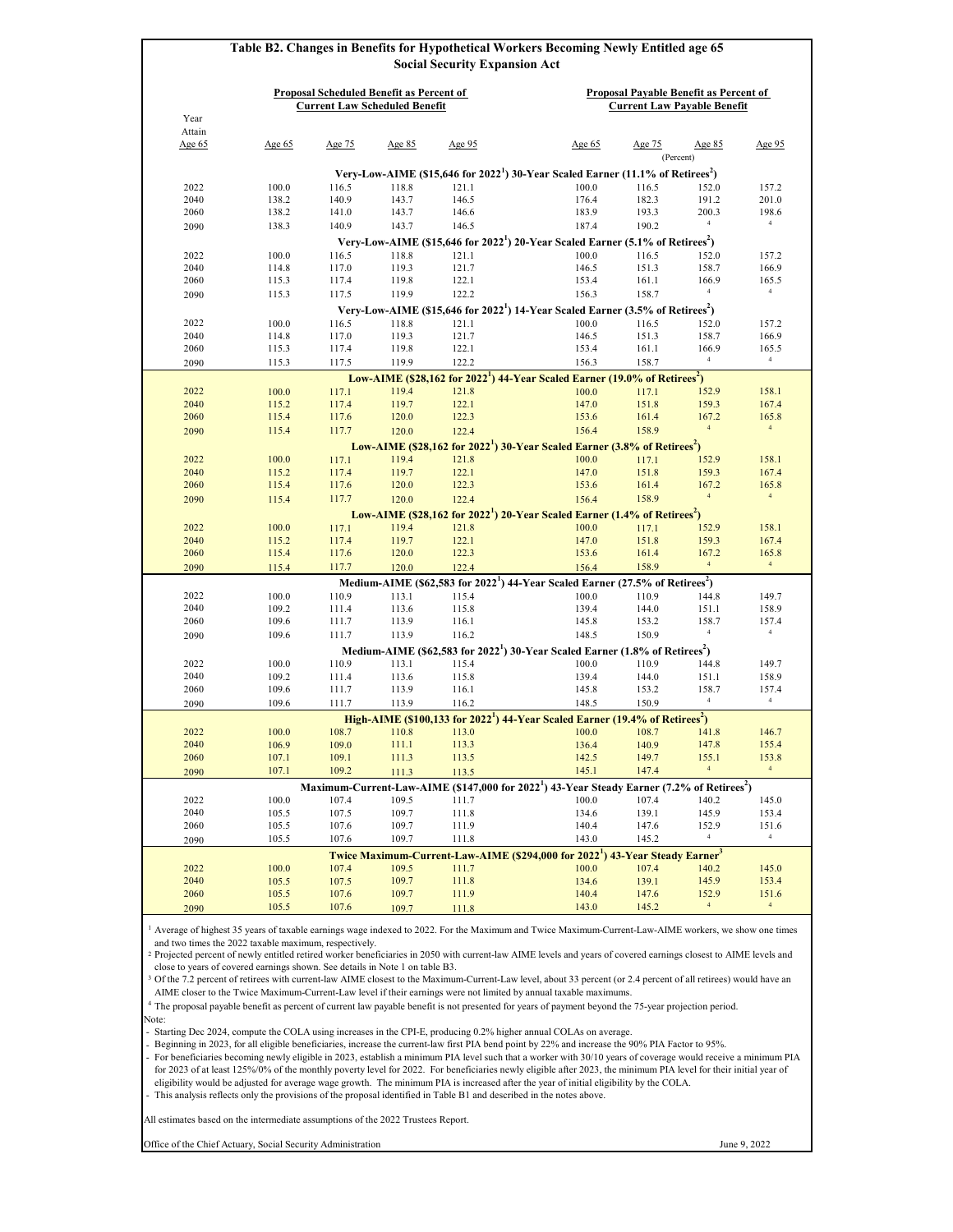# Table B2. Changes in Benefits for Hypothetical Workers Becoming Newly Entitled age 65
## Social Security Expansion Act

| Year Attain Age 65 | Proposal Scheduled Benefit as Percent of Current Law Scheduled Benefit | | | | Proposal Payable Benefit as Percent of Current Law Payable Benefit | | | |
|---|---|---|---|---|---|---|---|---|
| | Age 65 | Age 75 | Age 85 | Age 95 | Age 65 | Age 75 | Age 85 | Age 95 |
| | | | | (Percent) | | | | |
| **Very-Low-AIME ($15,646 for 2022[1]) 30-Year Scaled Earner (11.1% of Retirees[2])** | | | | | | | | |
| 2022 | 100.0 | 116.5 | 118.8 | 121.1 | 100.0 | 116.5 | 152.0 | 157.2 |
| 2040 | 138.2 | 140.9 | 143.7 | 146.5 | 176.4 | 182.3 | 191.2 | 201.0 |
| 2060 | 138.2 | 141.0 | 143.7 | 146.6 | 183.9 | 193.3 | 200.3 | 198.6 |
| 2090 | 138.3 | 140.9 | 143.7 | 146.5 | 187.4 | 190.2 | [4] | [4] |
| **Very-Low-AIME ($15,646 for 2022[1]) 20-Year Scaled Earner (5.1% of Retirees[2])** | | | | | | | | |
| 2022 | 100.0 | 116.5 | 118.8 | 121.1 | 100.0 | 116.5 | 152.0 | 157.2 |
| 2040 | 114.8 | 117.0 | 119.3 | 121.7 | 146.5 | 151.3 | 158.7 | 166.9 |
| 2060 | 115.3 | 117.4 | 119.8 | 122.1 | 153.4 | 161.1 | 166.9 | 165.5 |
| 2090 | 115.3 | 117.5 | 119.9 | 122.2 | 156.3 | 158.7 | [4] | [4] |
| **Very-Low-AIME ($15,646 for 2022[1]) 14-Year Scaled Earner (3.5% of Retirees[2])** | | | | | | | | |
| 2022 | 100.0 | 116.5 | 118.8 | 121.1 | 100.0 | 116.5 | 152.0 | 157.2 |
| 2040 | 114.8 | 117.0 | 119.3 | 121.7 | 146.5 | 151.3 | 158.7 | 166.9 |
| 2060 | 115.3 | 117.4 | 119.8 | 122.1 | 153.4 | 161.1 | 166.9 | 165.5 |
| 2090 | 115.3 | 117.5 | 119.9 | 122.2 | 156.3 | 158.7 | [4] | [4] |
| **Low-AIME ($28,162 for 2022[1]) 44-Year Scaled Earner (19.0% of Retirees[2])** | | | | | | | | |
| 2022 | 100.0 | 117.1 | 119.4 | 121.8 | 100.0 | 117.1 | 152.9 | 158.1 |
| 2040 | 115.2 | 117.4 | 119.7 | 122.1 | 147.0 | 151.8 | 159.3 | 167.4 |
| 2060 | 115.4 | 117.6 | 120.0 | 122.3 | 153.6 | 161.4 | 167.2 | 165.8 |
| 2090 | 115.4 | 117.7 | 120.0 | 122.4 | 156.4 | 158.9 | [4] | [4] |
| **Low-AIME ($28,162 for 2022[1]) 30-Year Scaled Earner (3.8% of Retirees[2])** | | | | | | | | |
| 2022 | 100.0 | 117.1 | 119.4 | 121.8 | 100.0 | 117.1 | 152.9 | 158.1 |
| 2040 | 115.2 | 117.4 | 119.7 | 122.1 | 147.0 | 151.8 | 159.3 | 167.4 |
| 2060 | 115.4 | 117.6 | 120.0 | 122.3 | 153.6 | 161.4 | 167.2 | 165.8 |
| 2090 | 115.4 | 117.7 | 120.0 | 122.4 | 156.4 | 158.9 | [4] | [4] |
| **Low-AIME ($28,162 for 2022[1]) 20-Year Scaled Earner (1.4% of Retirees[2])** | | | | | | | | |
| 2022 | 100.0 | 117.1 | 119.4 | 121.8 | 100.0 | 117.1 | 152.9 | 158.1 |
| 2040 | 115.2 | 117.4 | 119.7 | 122.1 | 147.0 | 151.8 | 159.3 | 167.4 |
| 2060 | 115.4 | 117.6 | 120.0 | 122.3 | 153.6 | 161.4 | 167.2 | 165.8 |
| 2090 | 115.4 | 117.7 | 120.0 | 122.4 | 156.4 | 158.9 | [4] | [4] |
| **Medium-AIME ($62,583 for 2022[1]) 44-Year Scaled Earner (27.5% of Retirees[2])** | | | | | | | | |
| 2022 | 100.0 | 110.9 | 113.1 | 115.4 | 100.0 | 110.9 | 144.8 | 149.7 |
| 2040 | 109.2 | 111.4 | 113.6 | 115.8 | 139.4 | 144.0 | 151.1 | 158.9 |
| 2060 | 109.6 | 111.7 | 113.9 | 116.1 | 145.8 | 153.2 | 158.7 | 157.4 |
| 2090 | 109.6 | 111.7 | 113.9 | 116.2 | 148.5 | 150.9 | [4] | [4] |
| **Medium-AIME ($62,583 for 2022[1]) 30-Year Scaled Earner (1.8% of Retirees[2])** | | | | | | | | |
| 2022 | 100.0 | 110.9 | 113.1 | 115.4 | 100.0 | 110.9 | 144.8 | 149.7 |
| 2040 | 109.2 | 111.4 | 113.6 | 115.8 | 139.4 | 144.0 | 151.1 | 158.9 |
| 2060 | 109.6 | 111.7 | 113.9 | 116.1 | 145.8 | 153.2 | 158.7 | 157.4 |
| 2090 | 109.6 | 111.7 | 113.9 | 116.2 | 148.5 | 150.9 | [4] | [4] |
| **High-AIME ($100,133 for 2022[1]) 44-Year Scaled Earner (19.4% of Retirees[2])** | | | | | | | | |
| 2022 | 100.0 | 108.7 | 110.8 | 113.0 | 100.0 | 108.7 | 141.8 | 146.7 |
| 2040 | 106.9 | 109.0 | 111.1 | 113.3 | 136.4 | 140.9 | 147.8 | 155.4 |
| 2060 | 107.1 | 109.1 | 111.3 | 113.5 | 142.5 | 149.7 | 155.1 | 153.8 |
| 2090 | 107.1 | 109.2 | 111.3 | 113.5 | 145.1 | 147.4 | [4] | [4] |
| **Maximum-Current-Law-AIME ($147,000 for 2022[1]) 43-Year Steady Earner (7.2% of Retirees[2])** | | | | | | | | |
| 2022 | 100.0 | 107.4 | 109.5 | 111.7 | 100.0 | 107.4 | 140.2 | 145.0 |
| 2040 | 105.5 | 107.5 | 109.7 | 111.8 | 134.6 | 139.1 | 145.9 | 153.4 |
| 2060 | 105.5 | 107.6 | 109.7 | 111.9 | 140.4 | 147.6 | 152.9 | 151.6 |
| 2090 | 105.5 | 107.6 | 109.7 | 111.8 | 143.0 | 145.2 | [4] | [4] |
| **Twice Maximum-Current-Law-AIME ($294,000 for 2022[1]) 43-Year Steady Earner[3]** | | | | | | | | |
| 2022 | 100.0 | 107.4 | 109.5 | 111.7 | 100.0 | 107.4 | 140.2 | 145.0 |
| 2040 | 105.5 | 107.5 | 109.7 | 111.8 | 134.6 | 139.1 | 145.9 | 153.4 |
| 2060 | 105.5 | 107.6 | 109.7 | 111.9 | 140.4 | 147.6 | 152.9 | 151.6 |
| 2090 | 105.5 | 107.6 | 109.7 | 111.8 | 143.0 | 145.2 | [4] | [4] |

[1] Average of highest 35 years of taxable earnings wage indexed to 2022. For the Maximum and Twice Maximum-Current-Law-AIME workers, we show one times and two times the 2022 taxable maximum, respectively.

[2] Projected percent of newly entitled retired worker beneficiaries in 2050 with current-law AIME levels and years of covered earnings closest to AIME levels and close to years of covered earnings shown. See details in Note 1 on table B3.

[3] Of the 7.2 percent of retirees with current-law AIME closest to the Maximum-Current-Law level, about 33 percent (or 2.4 percent of all retirees) would have an AIME closer to the Twice Maximum-Current-Law level if their earnings were not limited by annual taxable maximums.

[4] The proposal payable benefit as percent of current law payable benefit is not presented for years of payment beyond the 75-year projection period.

Note:
- Starting Dec 2024, compute the COLA using increases in the CPI-E, producing 0.2% higher annual COLAs on average.
- Beginning in 2023, for all eligible beneficiaries, increase the current-law first PIA bend point by 22% and increase the 90% PIA Factor to 95%.
- For beneficiaries becoming newly eligible in 2023, establish a minimum PIA level such that a worker with 30/10 years of coverage would receive a minimum PIA for 2023 of at least 125%/0% of the monthly poverty level for 2022. For beneficiaries newly eligible after 2023, the minimum PIA level for their initial year of eligibility would be adjusted for average wage growth. The minimum PIA is increased after the year of initial eligibility by the COLA.
- This analysis reflects only the provisions of the proposal identified in Table B1 and described in the notes above.

All estimates based on the intermediate assumptions of the 2022 Trustees Report.

Office of the Chief Actuary, Social Security Administration June 9, 2022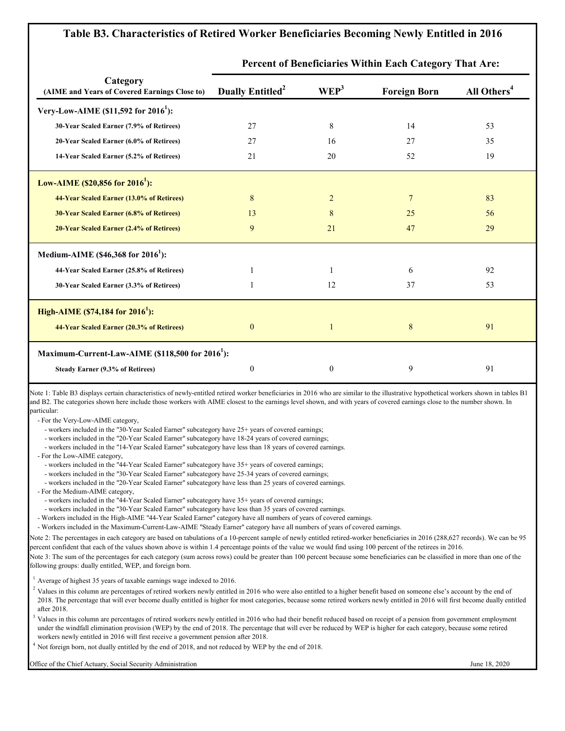# Table B3. Characteristics of Retired Worker Beneficiaries Becoming Newly Entitled in 2016

| Category (AIME and Years of Covered Earnings Close to) | Percent of Beneficiaries Within Each Category That Are: | | | |
|---|---|---|---|---|
| | Dually Entitled[2] | WEP[3] | Foreign Born | All Others[4] |
| **Very-Low-AIME ($11,592 for 2016[1]):** | | | | |
| 30-Year Scaled Earner (7.9% of Retirees) | 27 | 8 | 14 | 53 |
| 20-Year Scaled Earner (6.0% of Retirees) | 27 | 16 | 27 | 35 |
| 14-Year Scaled Earner (5.2% of Retirees) | 21 | 20 | 52 | 19 |
| **Low-AIME ($20,856 for 2016[1]):** | | | | |
| 44-Year Scaled Earner (13.0% of Retirees) | 8 | 2 | 7 | 83 |
| 30-Year Scaled Earner (6.8% of Retirees) | 13 | 8 | 25 | 56 |
| 20-Year Scaled Earner (2.4% of Retirees) | 9 | 21 | 47 | 29 |
| **Medium-AIME ($46,368 for 2016[1]):** | | | | |
| 44-Year Scaled Earner (25.8% of Retirees) | 1 | 1 | 6 | 92 |
| 30-Year Scaled Earner (3.3% of Retirees) | 1 | 12 | 37 | 53 |
| **High-AIME ($74,184 for 2016[1]):** | | | | |
| 44-Year Scaled Earner (20.3% of Retirees) | 0 | 1 | 8 | 91 |
| **Maximum-Current-Law-AIME ($118,500 for 2016[1]):** | | | | |
| Steady Earner (9.3% of Retirees) | 0 | 0 | 9 | 91 |

Note 1: Table B3 displays certain characteristics of newly-entitled retired worker beneficiaries in 2016 who are similar to the illustrative hypothetical workers shown in tables B1 and B2. The categories shown here include those workers with AIME closest to the earnings level shown, and with years of covered earnings close to the number shown. In particular:

- For the Very-Low-AIME category,
  - workers included in the "30-Year Scaled Earner" subcategory have 25+ years of covered earnings;
  - workers included in the "20-Year Scaled Earner" subcategory have 18-24 years of covered earnings;
  - workers included in the "14-Year Scaled Earner" subcategory have less than 18 years of covered earnings.
- For the Low-AIME category,
  - workers included in the "44-Year Scaled Earner" subcategory have 35+ years of covered earnings;
  - workers included in the "30-Year Scaled Earner" subcategory have 25-34 years of covered earnings;
  - workers included in the "20-Year Scaled Earner" subcategory have less than 25 years of covered earnings.
- For the Medium-AIME category,
  - workers included in the "44-Year Scaled Earner" subcategory have 35+ years of covered earnings;
  - workers included in the "30-Year Scaled Earner" subcategory have less than 35 years of covered earnings.
- Workers included in the High-AIME "44-Year Scaled Earner" category have all numbers of years of covered earnings.
- Workers included in the Maximum-Current-Law-AIME "Steady Earner" category have all numbers of years of covered earnings.

Note 2: The percentages in each category are based on tabulations of a 10-percent sample of newly entitled retired-worker beneficiaries in 2016 (288,627 records). We can be 95 percent confident that each of the values shown above is within 1.4 percentage points of the value we would find using 100 percent of the retirees in 2016.

Note 3: The sum of the percentages for each category (sum across rows) could be greater than 100 percent because some beneficiaries can be classified in more than one of the following groups: dually entitled, WEP, and foreign born.

[1] Average of highest 35 years of taxable earnings wage indexed to 2016.

[2] Values in this column are percentages of retired workers newly entitled in 2016 who were also entitled to a higher benefit based on someone else's account by the end of 2018. The percentage that will ever become dually entitled is higher for most categories, because some retired workers newly entitled in 2016 will first become dually entitled after 2018.

[3] Values in this column are percentages of retired workers newly entitled in 2016 who had their benefit reduced based on receipt of a pension from government employment under the windfall elimination provision (WEP) by the end of 2018. The percentage that will ever be reduced by WEP is higher for each category, because some retired workers newly entitled in 2016 will first receive a government pension after 2018.

[4] Not foreign born, not dually entitled by the end of 2018, and not reduced by WEP by the end of 2018.

Office of the Chief Actuary, Social Security Administration — June 18, 2020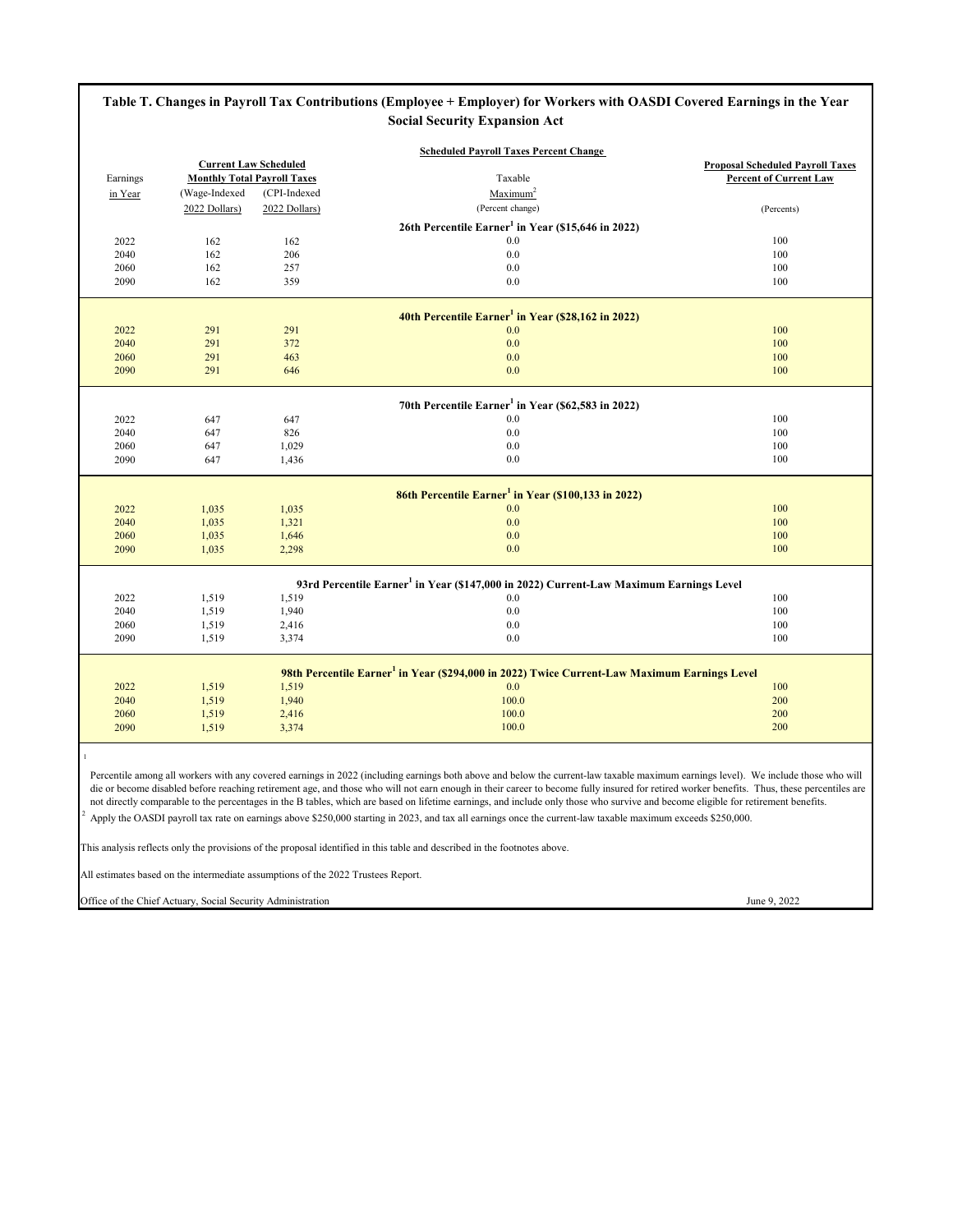## Table T. Changes in Payroll Tax Contributions (Employee + Employer) for Workers with OASDI Covered Earnings in the Year
## Social Security Expansion Act

| Earnings in Year | Current Law Scheduled Monthly Total Payroll Taxes (Wage-Indexed 2022 Dollars) | (CPI-Indexed 2022 Dollars) | Scheduled Payroll Taxes Percent Change: Taxable Maximum[2] (Percent change) | Proposal Scheduled Payroll Taxes Percent of Current Law (Percents) |
|---|---|---|---|---|
| **26th Percentile Earner[1] in Year ($15,646 in 2022)** | | | | |
| 2022 | 162 | 162 | 0.0 | 100 |
| 2040 | 162 | 206 | 0.0 | 100 |
| 2060 | 162 | 257 | 0.0 | 100 |
| 2090 | 162 | 359 | 0.0 | 100 |
| **40th Percentile Earner[1] in Year ($28,162 in 2022)** | | | | |
| 2022 | 291 | 291 | 0.0 | 100 |
| 2040 | 291 | 372 | 0.0 | 100 |
| 2060 | 291 | 463 | 0.0 | 100 |
| 2090 | 291 | 646 | 0.0 | 100 |
| **70th Percentile Earner[1] in Year ($62,583 in 2022)** | | | | |
| 2022 | 647 | 647 | 0.0 | 100 |
| 2040 | 647 | 826 | 0.0 | 100 |
| 2060 | 647 | 1,029 | 0.0 | 100 |
| 2090 | 647 | 1,436 | 0.0 | 100 |
| **86th Percentile Earner[1] in Year ($100,133 in 2022)** | | | | |
| 2022 | 1,035 | 1,035 | 0.0 | 100 |
| 2040 | 1,035 | 1,321 | 0.0 | 100 |
| 2060 | 1,035 | 1,646 | 0.0 | 100 |
| 2090 | 1,035 | 2,298 | 0.0 | 100 |
| **93rd Percentile Earner[1] in Year ($147,000 in 2022) Current-Law Maximum Earnings Level** | | | | |
| 2022 | 1,519 | 1,519 | 0.0 | 100 |
| 2040 | 1,519 | 1,940 | 0.0 | 100 |
| 2060 | 1,519 | 2,416 | 0.0 | 100 |
| 2090 | 1,519 | 3,374 | 0.0 | 100 |
| **98th Percentile Earner[1] in Year ($294,000 in 2022) Twice Current-Law Maximum Earnings Level** | | | | |
| 2022 | 1,519 | 1,519 | 0.0 | 100 |
| 2040 | 1,519 | 1,940 | 100.0 | 200 |
| 2060 | 1,519 | 2,416 | 100.0 | 200 |
| 2090 | 1,519 | 3,374 | 100.0 | 200 |

[1] Percentile among all workers with any covered earnings in 2022 (including earnings both above and below the current-law taxable maximum earnings level). We include those who will die or become disabled before reaching retirement age, and those who will not earn enough in their career to become fully insured for retired worker benefits. Thus, these percentiles are not directly comparable to the percentages in the B tables, which are based on lifetime earnings, and include only those who survive and become eligible for retirement benefits.

[2] Apply the OASDI payroll tax rate on earnings above $250,000 starting in 2023, and tax all earnings once the current-law taxable maximum exceeds $250,000.

This analysis reflects only the provisions of the proposal identified in this table and described in the footnotes above.

All estimates based on the intermediate assumptions of the 2022 Trustees Report.

Office of the Chief Actuary, Social Security Administration — June 9, 2022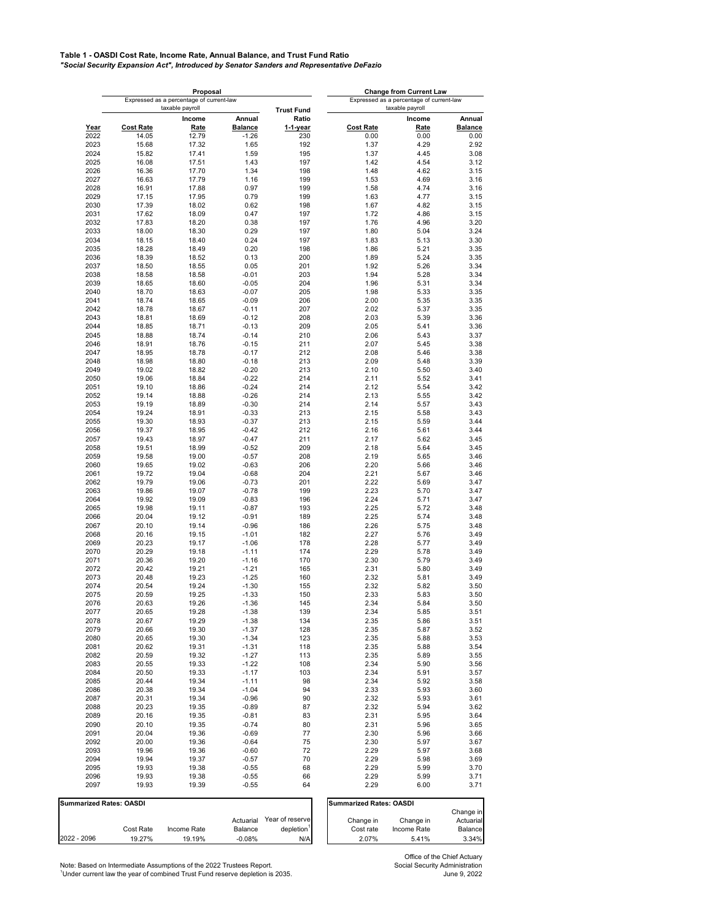**Table 1 - OASDI Cost Rate, Income Rate, Annual Balance, and Trust Fund Ratio**
***"Social Security Expansion Act", Introduced by Senator Sanders and Representative DeFazio***

| | Proposal | | | | Change from Current Law | | |
|---|---|---|---|---|---|---|---|
| | Expressed as a percentage of current-law taxable payroll | | | Trust Fund | Expressed as a percentage of current-law taxable payroll | | |
| Year | Cost Rate | Income Rate | Annual Balance | Ratio 1-1-year | Cost Rate | Income Rate | Annual Balance |
| 2022 | 14.05 | 12.79 | -1.26 | 230 | 0.00 | 0.00 | 0.00 |
| 2023 | 15.68 | 17.32 | 1.65 | 192 | 1.37 | 4.29 | 2.92 |
| 2024 | 15.82 | 17.41 | 1.59 | 195 | 1.37 | 4.45 | 3.08 |
| 2025 | 16.08 | 17.51 | 1.43 | 197 | 1.42 | 4.54 | 3.12 |
| 2026 | 16.36 | 17.70 | 1.34 | 198 | 1.48 | 4.62 | 3.15 |
| 2027 | 16.63 | 17.79 | 1.16 | 199 | 1.53 | 4.69 | 3.16 |
| 2028 | 16.91 | 17.88 | 0.97 | 199 | 1.58 | 4.74 | 3.16 |
| 2029 | 17.15 | 17.95 | 0.79 | 199 | 1.63 | 4.77 | 3.15 |
| 2030 | 17.39 | 18.02 | 0.62 | 198 | 1.67 | 4.82 | 3.15 |
| 2031 | 17.62 | 18.09 | 0.47 | 197 | 1.72 | 4.86 | 3.15 |
| 2032 | 17.83 | 18.20 | 0.38 | 197 | 1.76 | 4.96 | 3.20 |
| 2033 | 18.00 | 18.30 | 0.29 | 197 | 1.80 | 5.04 | 3.24 |
| 2034 | 18.15 | 18.40 | 0.24 | 197 | 1.83 | 5.13 | 3.30 |
| 2035 | 18.28 | 18.49 | 0.20 | 198 | 1.86 | 5.21 | 3.35 |
| 2036 | 18.39 | 18.52 | 0.13 | 200 | 1.89 | 5.24 | 3.35 |
| 2037 | 18.50 | 18.55 | 0.05 | 201 | 1.92 | 5.26 | 3.34 |
| 2038 | 18.58 | 18.58 | -0.01 | 203 | 1.94 | 5.28 | 3.34 |
| 2039 | 18.65 | 18.60 | -0.05 | 204 | 1.96 | 5.31 | 3.34 |
| 2040 | 18.70 | 18.63 | -0.07 | 205 | 1.98 | 5.33 | 3.35 |
| 2041 | 18.74 | 18.65 | -0.09 | 206 | 2.00 | 5.35 | 3.35 |
| 2042 | 18.78 | 18.67 | -0.11 | 207 | 2.02 | 5.37 | 3.35 |
| 2043 | 18.81 | 18.69 | -0.12 | 208 | 2.03 | 5.39 | 3.36 |
| 2044 | 18.85 | 18.71 | -0.13 | 209 | 2.05 | 5.41 | 3.36 |
| 2045 | 18.88 | 18.74 | -0.14 | 210 | 2.06 | 5.43 | 3.37 |
| 2046 | 18.91 | 18.76 | -0.15 | 211 | 2.07 | 5.45 | 3.38 |
| 2047 | 18.95 | 18.78 | -0.17 | 212 | 2.08 | 5.46 | 3.38 |
| 2048 | 18.98 | 18.80 | -0.18 | 213 | 2.09 | 5.48 | 3.39 |
| 2049 | 19.02 | 18.82 | -0.20 | 213 | 2.10 | 5.50 | 3.40 |
| 2050 | 19.06 | 18.84 | -0.22 | 214 | 2.11 | 5.52 | 3.41 |
| 2051 | 19.10 | 18.86 | -0.24 | 214 | 2.12 | 5.54 | 3.42 |
| 2052 | 19.14 | 18.88 | -0.26 | 214 | 2.13 | 5.55 | 3.42 |
| 2053 | 19.19 | 18.89 | -0.30 | 214 | 2.14 | 5.57 | 3.43 |
| 2054 | 19.24 | 18.91 | -0.33 | 213 | 2.15 | 5.58 | 3.43 |
| 2055 | 19.30 | 18.93 | -0.37 | 213 | 2.15 | 5.59 | 3.44 |
| 2056 | 19.37 | 18.95 | -0.42 | 212 | 2.16 | 5.61 | 3.44 |
| 2057 | 19.43 | 18.97 | -0.47 | 211 | 2.17 | 5.62 | 3.45 |
| 2058 | 19.51 | 18.99 | -0.52 | 209 | 2.18 | 5.64 | 3.45 |
| 2059 | 19.58 | 19.00 | -0.57 | 208 | 2.19 | 5.65 | 3.46 |
| 2060 | 19.65 | 19.02 | -0.63 | 206 | 2.20 | 5.66 | 3.46 |
| 2061 | 19.72 | 19.04 | -0.68 | 204 | 2.21 | 5.67 | 3.46 |
| 2062 | 19.79 | 19.06 | -0.73 | 201 | 2.22 | 5.69 | 3.47 |
| 2063 | 19.86 | 19.07 | -0.78 | 199 | 2.23 | 5.70 | 3.47 |
| 2064 | 19.92 | 19.09 | -0.83 | 196 | 2.24 | 5.71 | 3.47 |
| 2065 | 19.98 | 19.11 | -0.87 | 193 | 2.25 | 5.72 | 3.48 |
| 2066 | 20.04 | 19.12 | -0.91 | 189 | 2.25 | 5.74 | 3.48 |
| 2067 | 20.10 | 19.14 | -0.96 | 186 | 2.26 | 5.75 | 3.48 |
| 2068 | 20.16 | 19.15 | -1.01 | 182 | 2.27 | 5.76 | 3.49 |
| 2069 | 20.23 | 19.17 | -1.06 | 178 | 2.28 | 5.77 | 3.49 |
| 2070 | 20.29 | 19.18 | -1.11 | 174 | 2.29 | 5.78 | 3.49 |
| 2071 | 20.36 | 19.20 | -1.16 | 170 | 2.30 | 5.79 | 3.49 |
| 2072 | 20.42 | 19.21 | -1.21 | 165 | 2.31 | 5.80 | 3.49 |
| 2073 | 20.48 | 19.23 | -1.25 | 160 | 2.32 | 5.81 | 3.49 |
| 2074 | 20.54 | 19.24 | -1.30 | 155 | 2.32 | 5.82 | 3.50 |
| 2075 | 20.59 | 19.25 | -1.33 | 150 | 2.33 | 5.83 | 3.50 |
| 2076 | 20.63 | 19.26 | -1.36 | 145 | 2.34 | 5.84 | 3.50 |
| 2077 | 20.65 | 19.28 | -1.38 | 139 | 2.34 | 5.85 | 3.51 |
| 2078 | 20.67 | 19.29 | -1.38 | 134 | 2.35 | 5.86 | 3.51 |
| 2079 | 20.66 | 19.30 | -1.37 | 128 | 2.35 | 5.87 | 3.52 |
| 2080 | 20.65 | 19.30 | -1.34 | 123 | 2.35 | 5.88 | 3.53 |
| 2081 | 20.62 | 19.31 | -1.31 | 118 | 2.35 | 5.88 | 3.54 |
| 2082 | 20.59 | 19.32 | -1.27 | 113 | 2.35 | 5.89 | 3.55 |
| 2083 | 20.55 | 19.33 | -1.22 | 108 | 2.34 | 5.90 | 3.56 |
| 2084 | 20.50 | 19.33 | -1.17 | 103 | 2.34 | 5.91 | 3.57 |
| 2085 | 20.44 | 19.34 | -1.11 | 98 | 2.34 | 5.92 | 3.58 |
| 2086 | 20.38 | 19.34 | -1.04 | 94 | 2.33 | 5.93 | 3.60 |
| 2087 | 20.31 | 19.34 | -0.96 | 90 | 2.32 | 5.93 | 3.61 |
| 2088 | 20.23 | 19.35 | -0.89 | 87 | 2.32 | 5.94 | 3.62 |
| 2089 | 20.16 | 19.35 | -0.81 | 83 | 2.31 | 5.95 | 3.64 |
| 2090 | 20.10 | 19.35 | -0.74 | 80 | 2.31 | 5.96 | 3.65 |
| 2091 | 20.04 | 19.36 | -0.69 | 77 | 2.30 | 5.96 | 3.66 |
| 2092 | 20.00 | 19.36 | -0.64 | 75 | 2.30 | 5.97 | 3.67 |
| 2093 | 19.96 | 19.36 | -0.60 | 72 | 2.29 | 5.97 | 3.68 |
| 2094 | 19.94 | 19.37 | -0.57 | 70 | 2.29 | 5.98 | 3.69 |
| 2095 | 19.93 | 19.38 | -0.55 | 68 | 2.29 | 5.99 | 3.70 |
| 2096 | 19.93 | 19.38 | -0.55 | 66 | 2.29 | 5.99 | 3.71 |
| 2097 | 19.93 | 19.39 | -0.55 | 64 | 2.29 | 6.00 | 3.71 |

**Summarized Rates: OASDI**

| | Cost Rate | Income Rate | Actuarial Balance | Year of reserve depletion[1] |
|---|---|---|---|---|
| 2022 - 2096 | 19.27% | 19.19% | -0.08% | N/A |

**Summarized Rates: OASDI**

| Change in Cost rate | Change in Income Rate | Change in Actuarial Balance |
|---|---|---|
| 2.07% | 5.41% | 3.34% |

Note: Based on Intermediate Assumptions of the 2022 Trustees Report.
[1]Under current law the year of combined Trust Fund reserve depletion is 2035.

Office of the Chief Actuary
Social Security Administration
June 9, 2022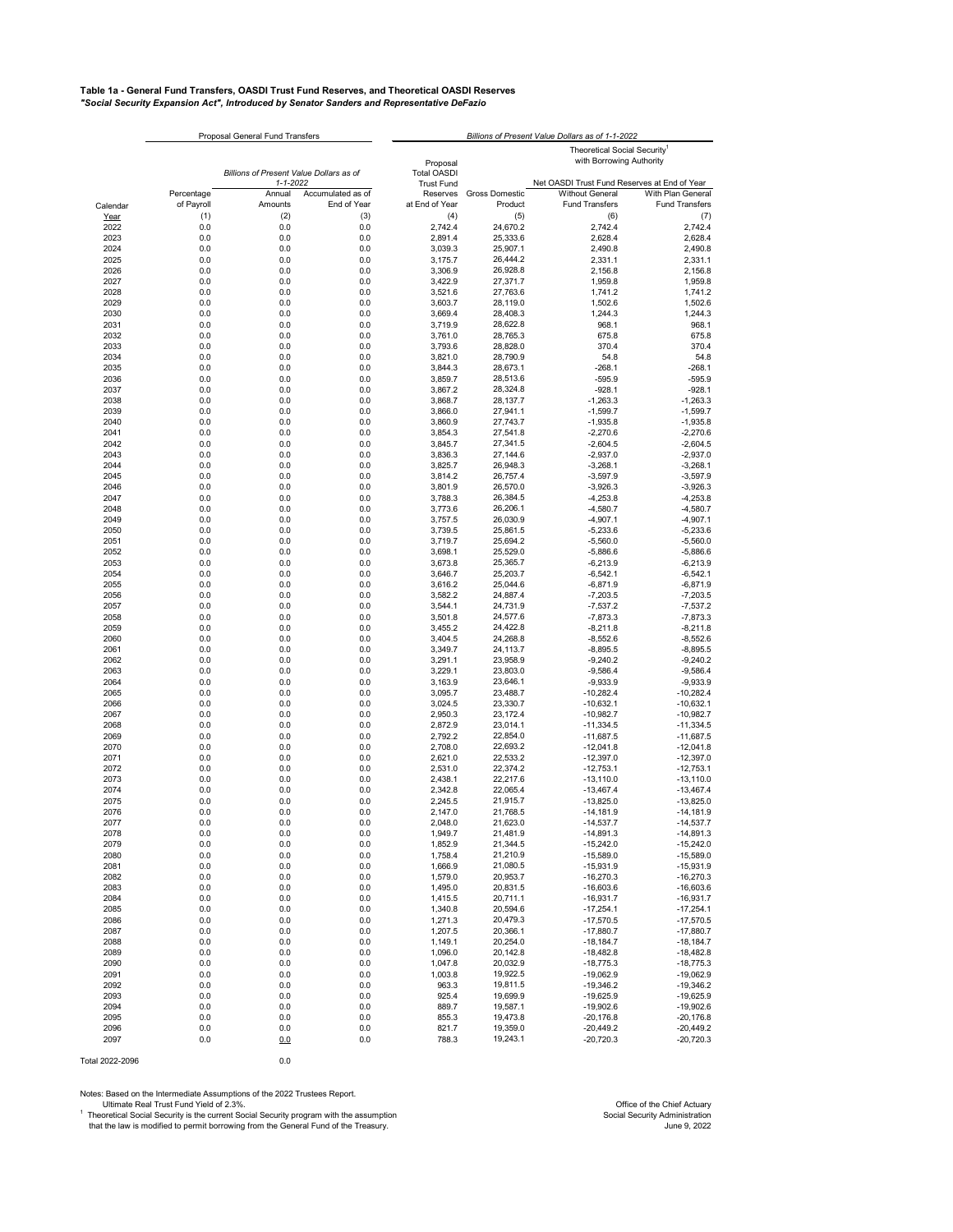**Table 1a - General Fund Transfers, OASDI Trust Fund Reserves, and Theoretical OASDI Reserves**
***"Social Security Expansion Act", Introduced by Senator Sanders and Representative DeFazio***

| | Proposal General Fund Transfers | | | *Billions of Present Value Dollars as of 1-1-2022* | | | |
|---|---|---|---|---|---|---|---|
| | | *Billions of Present Value Dollars as of 1-1-2022* | | Proposal Total OASDI Trust Fund | | Theoretical Social Security[1] with Borrowing Authority — Net OASDI Trust Fund Reserves at End of Year | |
| Calendar Year | Percentage of Payroll | Annual Amounts | Accumulated as of End of Year | Reserves at End of Year | Gross Domestic Product | Without General Fund Transfers | With Plan General Fund Transfers |
| | (1) | (2) | (3) | (4) | (5) | (6) | (7) |
| 2022 | 0.0 | 0.0 | 0.0 | 2,742.4 | 24,670.2 | 2,742.4 | 2,742.4 |
| 2023 | 0.0 | 0.0 | 0.0 | 2,891.4 | 25,333.6 | 2,628.4 | 2,628.4 |
| 2024 | 0.0 | 0.0 | 0.0 | 3,039.3 | 25,907.1 | 2,490.8 | 2,490.8 |
| 2025 | 0.0 | 0.0 | 0.0 | 3,175.7 | 26,444.2 | 2,331.1 | 2,331.1 |
| 2026 | 0.0 | 0.0 | 0.0 | 3,306.9 | 26,928.8 | 2,156.8 | 2,156.8 |
| 2027 | 0.0 | 0.0 | 0.0 | 3,422.9 | 27,371.7 | 1,959.8 | 1,959.8 |
| 2028 | 0.0 | 0.0 | 0.0 | 3,521.6 | 27,763.6 | 1,741.2 | 1,741.2 |
| 2029 | 0.0 | 0.0 | 0.0 | 3,603.7 | 28,119.0 | 1,502.6 | 1,502.6 |
| 2030 | 0.0 | 0.0 | 0.0 | 3,669.4 | 28,408.3 | 1,244.3 | 1,244.3 |
| 2031 | 0.0 | 0.0 | 0.0 | 3,719.9 | 28,622.8 | 968.1 | 968.1 |
| 2032 | 0.0 | 0.0 | 0.0 | 3,761.0 | 28,765.3 | 675.8 | 675.8 |
| 2033 | 0.0 | 0.0 | 0.0 | 3,793.6 | 28,828.0 | 370.4 | 370.4 |
| 2034 | 0.0 | 0.0 | 0.0 | 3,821.0 | 28,790.9 | 54.8 | 54.8 |
| 2035 | 0.0 | 0.0 | 0.0 | 3,844.3 | 28,673.1 | -268.1 | -268.1 |
| 2036 | 0.0 | 0.0 | 0.0 | 3,859.7 | 28,513.6 | -595.9 | -595.9 |
| 2037 | 0.0 | 0.0 | 0.0 | 3,867.2 | 28,324.8 | -928.1 | -928.1 |
| 2038 | 0.0 | 0.0 | 0.0 | 3,868.7 | 28,137.7 | -1,263.3 | -1,263.3 |
| 2039 | 0.0 | 0.0 | 0.0 | 3,866.0 | 27,941.1 | -1,599.7 | -1,599.7 |
| 2040 | 0.0 | 0.0 | 0.0 | 3,860.9 | 27,743.7 | -1,935.8 | -1,935.8 |
| 2041 | 0.0 | 0.0 | 0.0 | 3,854.3 | 27,541.8 | -2,270.6 | -2,270.6 |
| 2042 | 0.0 | 0.0 | 0.0 | 3,845.7 | 27,341.5 | -2,604.5 | -2,604.5 |
| 2043 | 0.0 | 0.0 | 0.0 | 3,836.3 | 27,144.6 | -2,937.0 | -2,937.0 |
| 2044 | 0.0 | 0.0 | 0.0 | 3,825.7 | 26,948.3 | -3,268.1 | -3,268.1 |
| 2045 | 0.0 | 0.0 | 0.0 | 3,814.2 | 26,757.4 | -3,597.9 | -3,597.9 |
| 2046 | 0.0 | 0.0 | 0.0 | 3,801.9 | 26,570.0 | -3,926.3 | -3,926.3 |
| 2047 | 0.0 | 0.0 | 0.0 | 3,788.3 | 26,384.5 | -4,253.8 | -4,253.8 |
| 2048 | 0.0 | 0.0 | 0.0 | 3,773.6 | 26,206.1 | -4,580.7 | -4,580.7 |
| 2049 | 0.0 | 0.0 | 0.0 | 3,757.5 | 26,030.9 | -4,907.1 | -4,907.1 |
| 2050 | 0.0 | 0.0 | 0.0 | 3,739.5 | 25,861.5 | -5,233.6 | -5,233.6 |
| 2051 | 0.0 | 0.0 | 0.0 | 3,719.7 | 25,694.2 | -5,560.0 | -5,560.0 |
| 2052 | 0.0 | 0.0 | 0.0 | 3,698.1 | 25,529.0 | -5,886.6 | -5,886.6 |
| 2053 | 0.0 | 0.0 | 0.0 | 3,673.8 | 25,365.7 | -6,213.9 | -6,213.9 |
| 2054 | 0.0 | 0.0 | 0.0 | 3,646.7 | 25,203.7 | -6,542.1 | -6,542.1 |
| 2055 | 0.0 | 0.0 | 0.0 | 3,616.2 | 25,044.6 | -6,871.9 | -6,871.9 |
| 2056 | 0.0 | 0.0 | 0.0 | 3,582.2 | 24,887.4 | -7,203.5 | -7,203.5 |
| 2057 | 0.0 | 0.0 | 0.0 | 3,544.1 | 24,731.9 | -7,537.2 | -7,537.2 |
| 2058 | 0.0 | 0.0 | 0.0 | 3,501.8 | 24,577.6 | -7,873.3 | -7,873.3 |
| 2059 | 0.0 | 0.0 | 0.0 | 3,455.2 | 24,422.8 | -8,211.8 | -8,211.8 |
| 2060 | 0.0 | 0.0 | 0.0 | 3,404.5 | 24,268.8 | -8,552.6 | -8,552.6 |
| 2061 | 0.0 | 0.0 | 0.0 | 3,349.7 | 24,113.7 | -8,895.5 | -8,895.5 |
| 2062 | 0.0 | 0.0 | 0.0 | 3,291.1 | 23,958.9 | -9,240.2 | -9,240.2 |
| 2063 | 0.0 | 0.0 | 0.0 | 3,229.1 | 23,803.0 | -9,586.4 | -9,586.4 |
| 2064 | 0.0 | 0.0 | 0.0 | 3,163.9 | 23,646.1 | -9,933.9 | -9,933.9 |
| 2065 | 0.0 | 0.0 | 0.0 | 3,095.7 | 23,488.7 | -10,282.4 | -10,282.4 |
| 2066 | 0.0 | 0.0 | 0.0 | 3,024.5 | 23,330.7 | -10,632.1 | -10,632.1 |
| 2067 | 0.0 | 0.0 | 0.0 | 2,950.3 | 23,172.4 | -10,982.7 | -10,982.7 |
| 2068 | 0.0 | 0.0 | 0.0 | 2,872.9 | 23,014.1 | -11,334.5 | -11,334.5 |
| 2069 | 0.0 | 0.0 | 0.0 | 2,792.2 | 22,854.0 | -11,687.5 | -11,687.5 |
| 2070 | 0.0 | 0.0 | 0.0 | 2,708.0 | 22,693.2 | -12,041.8 | -12,041.8 |
| 2071 | 0.0 | 0.0 | 0.0 | 2,621.0 | 22,533.2 | -12,397.0 | -12,397.0 |
| 2072 | 0.0 | 0.0 | 0.0 | 2,531.0 | 22,374.2 | -12,753.1 | -12,753.1 |
| 2073 | 0.0 | 0.0 | 0.0 | 2,438.1 | 22,217.6 | -13,110.0 | -13,110.0 |
| 2074 | 0.0 | 0.0 | 0.0 | 2,342.8 | 22,065.4 | -13,467.4 | -13,467.4 |
| 2075 | 0.0 | 0.0 | 0.0 | 2,245.5 | 21,915.7 | -13,825.0 | -13,825.0 |
| 2076 | 0.0 | 0.0 | 0.0 | 2,147.0 | 21,768.5 | -14,181.9 | -14,181.9 |
| 2077 | 0.0 | 0.0 | 0.0 | 2,048.0 | 21,623.0 | -14,537.7 | -14,537.7 |
| 2078 | 0.0 | 0.0 | 0.0 | 1,949.7 | 21,481.9 | -14,891.3 | -14,891.3 |
| 2079 | 0.0 | 0.0 | 0.0 | 1,852.9 | 21,344.5 | -15,242.0 | -15,242.0 |
| 2080 | 0.0 | 0.0 | 0.0 | 1,758.4 | 21,210.9 | -15,589.0 | -15,589.0 |
| 2081 | 0.0 | 0.0 | 0.0 | 1,666.9 | 21,080.5 | -15,931.9 | -15,931.9 |
| 2082 | 0.0 | 0.0 | 0.0 | 1,579.0 | 20,953.7 | -16,270.3 | -16,270.3 |
| 2083 | 0.0 | 0.0 | 0.0 | 1,495.0 | 20,831.5 | -16,603.6 | -16,603.6 |
| 2084 | 0.0 | 0.0 | 0.0 | 1,415.5 | 20,711.1 | -16,931.7 | -16,931.7 |
| 2085 | 0.0 | 0.0 | 0.0 | 1,340.8 | 20,594.6 | -17,254.1 | -17,254.1 |
| 2086 | 0.0 | 0.0 | 0.0 | 1,271.3 | 20,479.3 | -17,570.5 | -17,570.5 |
| 2087 | 0.0 | 0.0 | 0.0 | 1,207.5 | 20,366.1 | -17,880.7 | -17,880.7 |
| 2088 | 0.0 | 0.0 | 0.0 | 1,149.1 | 20,254.0 | -18,184.7 | -18,184.7 |
| 2089 | 0.0 | 0.0 | 0.0 | 1,096.0 | 20,142.8 | -18,482.8 | -18,482.8 |
| 2090 | 0.0 | 0.0 | 0.0 | 1,047.8 | 20,032.9 | -18,775.3 | -18,775.3 |
| 2091 | 0.0 | 0.0 | 0.0 | 1,003.8 | 19,922.5 | -19,062.9 | -19,062.9 |
| 2092 | 0.0 | 0.0 | 0.0 | 963.3 | 19,811.5 | -19,346.2 | -19,346.2 |
| 2093 | 0.0 | 0.0 | 0.0 | 925.4 | 19,699.9 | -19,625.9 | -19,625.9 |
| 2094 | 0.0 | 0.0 | 0.0 | 889.7 | 19,587.1 | -19,902.6 | -19,902.6 |
| 2095 | 0.0 | 0.0 | 0.0 | 855.3 | 19,473.8 | -20,176.8 | -20,176.8 |
| 2096 | 0.0 | 0.0 | 0.0 | 821.7 | 19,359.0 | -20,449.2 | -20,449.2 |
| 2097 | 0.0 | 0.0 | 0.0 | 788.3 | 19,243.1 | -20,720.3 | -20,720.3 |
| Total 2022-2096 | | 0.0 | | | | | |

Notes: Based on the Intermediate Assumptions of the 2022 Trustees Report.
Ultimate Real Trust Fund Yield of 2.3%.

[1] Theoretical Social Security is the current Social Security program with the assumption that the law is modified to permit borrowing from the General Fund of the Treasury.

Office of the Chief Actuary
Social Security Administration
June 9, 2022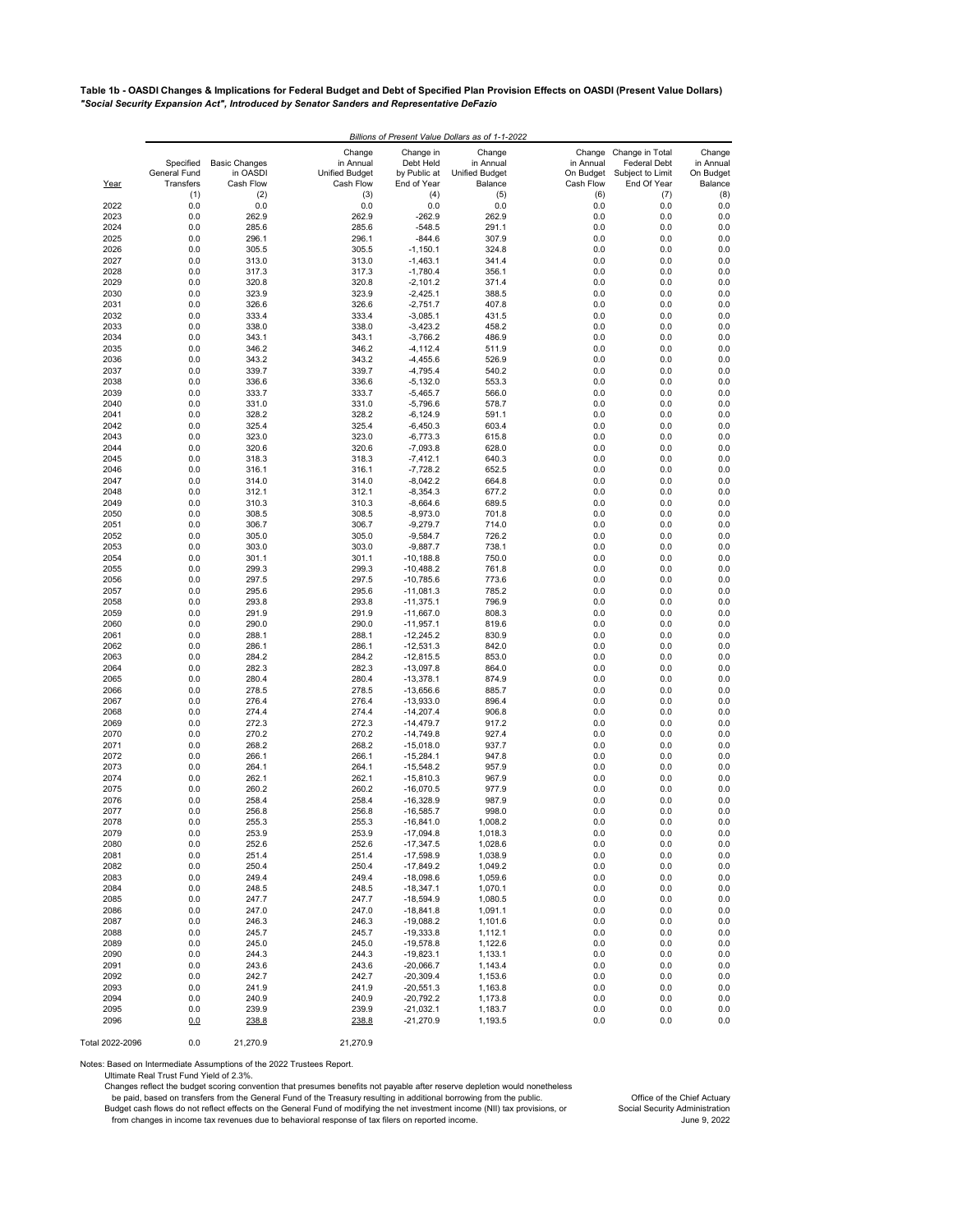**Table 1b - OASDI Changes & Implications for Federal Budget and Debt of Specified Plan Provision Effects on OASDI (Present Value Dollars)**
***"Social Security Expansion Act", Introduced by Senator Sanders and Representative DeFazio***

| | *Billions of Present Value Dollars as of 1-1-2022* | | | | | | | |
|---|---|---|---|---|---|---|---|---|
| Year | Specified General Fund Transfers | Basic Changes in OASDI Cash Flow | Change in Annual Unified Budget Cash Flow | Change in Debt Held by Public at End of Year | Change in Annual Unified Budget Balance | Change in Annual On Budget Cash Flow | Change in Total Federal Debt Subject to Limit End Of Year | Change in Annual On Budget Balance |
| | (1) | (2) | (3) | (4) | (5) | (6) | (7) | (8) |
| 2022 | 0.0 | 0.0 | 0.0 | 0.0 | 0.0 | 0.0 | 0.0 | 0.0 |
| 2023 | 0.0 | 262.9 | 262.9 | -262.9 | 262.9 | 0.0 | 0.0 | 0.0 |
| 2024 | 0.0 | 285.6 | 285.6 | -548.5 | 291.1 | 0.0 | 0.0 | 0.0 |
| 2025 | 0.0 | 296.1 | 296.1 | -844.6 | 307.9 | 0.0 | 0.0 | 0.0 |
| 2026 | 0.0 | 305.5 | 305.5 | -1,150.1 | 324.8 | 0.0 | 0.0 | 0.0 |
| 2027 | 0.0 | 313.0 | 313.0 | -1,463.1 | 341.4 | 0.0 | 0.0 | 0.0 |
| 2028 | 0.0 | 317.3 | 317.3 | -1,780.4 | 356.1 | 0.0 | 0.0 | 0.0 |
| 2029 | 0.0 | 320.8 | 320.8 | -2,101.2 | 371.4 | 0.0 | 0.0 | 0.0 |
| 2030 | 0.0 | 323.9 | 323.9 | -2,425.1 | 388.5 | 0.0 | 0.0 | 0.0 |
| 2031 | 0.0 | 326.6 | 326.6 | -2,751.7 | 407.8 | 0.0 | 0.0 | 0.0 |
| 2032 | 0.0 | 333.4 | 333.4 | -3,085.1 | 431.5 | 0.0 | 0.0 | 0.0 |
| 2033 | 0.0 | 338.0 | 338.0 | -3,423.2 | 458.2 | 0.0 | 0.0 | 0.0 |
| 2034 | 0.0 | 343.1 | 343.1 | -3,766.2 | 486.9 | 0.0 | 0.0 | 0.0 |
| 2035 | 0.0 | 346.2 | 346.2 | -4,112.4 | 511.9 | 0.0 | 0.0 | 0.0 |
| 2036 | 0.0 | 343.2 | 343.2 | -4,455.6 | 526.9 | 0.0 | 0.0 | 0.0 |
| 2037 | 0.0 | 339.7 | 339.7 | -4,795.4 | 540.2 | 0.0 | 0.0 | 0.0 |
| 2038 | 0.0 | 336.6 | 336.6 | -5,132.0 | 553.3 | 0.0 | 0.0 | 0.0 |
| 2039 | 0.0 | 333.7 | 333.7 | -5,465.7 | 566.0 | 0.0 | 0.0 | 0.0 |
| 2040 | 0.0 | 331.0 | 331.0 | -5,796.6 | 578.7 | 0.0 | 0.0 | 0.0 |
| 2041 | 0.0 | 328.2 | 328.2 | -6,124.9 | 591.1 | 0.0 | 0.0 | 0.0 |
| 2042 | 0.0 | 325.4 | 325.4 | -6,450.3 | 603.4 | 0.0 | 0.0 | 0.0 |
| 2043 | 0.0 | 323.0 | 323.0 | -6,773.3 | 615.8 | 0.0 | 0.0 | 0.0 |
| 2044 | 0.0 | 320.6 | 320.6 | -7,093.8 | 628.0 | 0.0 | 0.0 | 0.0 |
| 2045 | 0.0 | 318.3 | 318.3 | -7,412.1 | 640.3 | 0.0 | 0.0 | 0.0 |
| 2046 | 0.0 | 316.1 | 316.1 | -7,728.2 | 652.5 | 0.0 | 0.0 | 0.0 |
| 2047 | 0.0 | 314.0 | 314.0 | -8,042.2 | 664.8 | 0.0 | 0.0 | 0.0 |
| 2048 | 0.0 | 312.1 | 312.1 | -8,354.3 | 677.2 | 0.0 | 0.0 | 0.0 |
| 2049 | 0.0 | 310.3 | 310.3 | -8,664.6 | 689.5 | 0.0 | 0.0 | 0.0 |
| 2050 | 0.0 | 308.5 | 308.5 | -8,973.0 | 701.8 | 0.0 | 0.0 | 0.0 |
| 2051 | 0.0 | 306.7 | 306.7 | -9,279.7 | 714.0 | 0.0 | 0.0 | 0.0 |
| 2052 | 0.0 | 305.0 | 305.0 | -9,584.7 | 726.2 | 0.0 | 0.0 | 0.0 |
| 2053 | 0.0 | 303.0 | 303.0 | -9,887.7 | 738.1 | 0.0 | 0.0 | 0.0 |
| 2054 | 0.0 | 301.1 | 301.1 | -10,188.8 | 750.0 | 0.0 | 0.0 | 0.0 |
| 2055 | 0.0 | 299.3 | 299.3 | -10,488.2 | 761.8 | 0.0 | 0.0 | 0.0 |
| 2056 | 0.0 | 297.5 | 297.5 | -10,785.6 | 773.6 | 0.0 | 0.0 | 0.0 |
| 2057 | 0.0 | 295.6 | 295.6 | -11,081.3 | 785.2 | 0.0 | 0.0 | 0.0 |
| 2058 | 0.0 | 293.8 | 293.8 | -11,375.1 | 796.9 | 0.0 | 0.0 | 0.0 |
| 2059 | 0.0 | 291.9 | 291.9 | -11,667.0 | 808.3 | 0.0 | 0.0 | 0.0 |
| 2060 | 0.0 | 290.0 | 290.0 | -11,957.1 | 819.6 | 0.0 | 0.0 | 0.0 |
| 2061 | 0.0 | 288.1 | 288.1 | -12,245.2 | 830.9 | 0.0 | 0.0 | 0.0 |
| 2062 | 0.0 | 286.1 | 286.1 | -12,531.3 | 842.0 | 0.0 | 0.0 | 0.0 |
| 2063 | 0.0 | 284.2 | 284.2 | -12,815.5 | 853.0 | 0.0 | 0.0 | 0.0 |
| 2064 | 0.0 | 282.3 | 282.3 | -13,097.8 | 864.0 | 0.0 | 0.0 | 0.0 |
| 2065 | 0.0 | 280.4 | 280.4 | -13,378.1 | 874.9 | 0.0 | 0.0 | 0.0 |
| 2066 | 0.0 | 278.5 | 278.5 | -13,656.6 | 885.7 | 0.0 | 0.0 | 0.0 |
| 2067 | 0.0 | 276.4 | 276.4 | -13,933.0 | 896.4 | 0.0 | 0.0 | 0.0 |
| 2068 | 0.0 | 274.4 | 274.4 | -14,207.4 | 906.8 | 0.0 | 0.0 | 0.0 |
| 2069 | 0.0 | 272.3 | 272.3 | -14,479.7 | 917.2 | 0.0 | 0.0 | 0.0 |
| 2070 | 0.0 | 270.2 | 270.2 | -14,749.8 | 927.4 | 0.0 | 0.0 | 0.0 |
| 2071 | 0.0 | 268.2 | 268.2 | -15,018.0 | 937.7 | 0.0 | 0.0 | 0.0 |
| 2072 | 0.0 | 266.1 | 266.1 | -15,284.1 | 947.8 | 0.0 | 0.0 | 0.0 |
| 2073 | 0.0 | 264.1 | 264.1 | -15,548.2 | 957.9 | 0.0 | 0.0 | 0.0 |
| 2074 | 0.0 | 262.1 | 262.1 | -15,810.3 | 967.9 | 0.0 | 0.0 | 0.0 |
| 2075 | 0.0 | 260.2 | 260.2 | -16,070.5 | 977.9 | 0.0 | 0.0 | 0.0 |
| 2076 | 0.0 | 258.4 | 258.4 | -16,328.9 | 987.9 | 0.0 | 0.0 | 0.0 |
| 2077 | 0.0 | 256.8 | 256.8 | -16,585.7 | 998.0 | 0.0 | 0.0 | 0.0 |
| 2078 | 0.0 | 255.3 | 255.3 | -16,841.0 | 1,008.2 | 0.0 | 0.0 | 0.0 |
| 2079 | 0.0 | 253.9 | 253.9 | -17,094.8 | 1,018.3 | 0.0 | 0.0 | 0.0 |
| 2080 | 0.0 | 252.6 | 252.6 | -17,347.5 | 1,028.6 | 0.0 | 0.0 | 0.0 |
| 2081 | 0.0 | 251.4 | 251.4 | -17,598.9 | 1,038.9 | 0.0 | 0.0 | 0.0 |
| 2082 | 0.0 | 250.4 | 250.4 | -17,849.2 | 1,049.2 | 0.0 | 0.0 | 0.0 |
| 2083 | 0.0 | 249.4 | 249.4 | -18,098.6 | 1,059.6 | 0.0 | 0.0 | 0.0 |
| 2084 | 0.0 | 248.5 | 248.5 | -18,347.1 | 1,070.1 | 0.0 | 0.0 | 0.0 |
| 2085 | 0.0 | 247.7 | 247.7 | -18,594.9 | 1,080.5 | 0.0 | 0.0 | 0.0 |
| 2086 | 0.0 | 247.0 | 247.0 | -18,841.8 | 1,091.1 | 0.0 | 0.0 | 0.0 |
| 2087 | 0.0 | 246.3 | 246.3 | -19,088.2 | 1,101.6 | 0.0 | 0.0 | 0.0 |
| 2088 | 0.0 | 245.7 | 245.7 | -19,333.8 | 1,112.1 | 0.0 | 0.0 | 0.0 |
| 2089 | 0.0 | 245.0 | 245.0 | -19,578.8 | 1,122.6 | 0.0 | 0.0 | 0.0 |
| 2090 | 0.0 | 244.3 | 244.3 | -19,823.1 | 1,133.1 | 0.0 | 0.0 | 0.0 |
| 2091 | 0.0 | 243.6 | 243.6 | -20,066.7 | 1,143.4 | 0.0 | 0.0 | 0.0 |
| 2092 | 0.0 | 242.7 | 242.7 | -20,309.4 | 1,153.6 | 0.0 | 0.0 | 0.0 |
| 2093 | 0.0 | 241.9 | 241.9 | -20,551.3 | 1,163.8 | 0.0 | 0.0 | 0.0 |
| 2094 | 0.0 | 240.9 | 240.9 | -20,792.2 | 1,173.8 | 0.0 | 0.0 | 0.0 |
| 2095 | 0.0 | 239.9 | 239.9 | -21,032.1 | 1,183.7 | 0.0 | 0.0 | 0.0 |
| 2096 | 0.0 | 238.8 | 238.8 | -21,270.9 | 1,193.5 | 0.0 | 0.0 | 0.0 |
| Total 2022-2096 | 0.0 | 21,270.9 | 21,270.9 | | | | | |

Notes: Based on Intermediate Assumptions of the 2022 Trustees Report.
Ultimate Real Trust Fund Yield of 2.3%.
Changes reflect the budget scoring convention that presumes benefits not payable after reserve depletion would nonetheless be paid, based on transfers from the General Fund of the Treasury resulting in additional borrowing from the public.
Budget cash flows do not reflect effects on the General Fund of modifying the net investment income (NII) tax provisions, or from changes in income tax revenues due to behavioral response of tax filers on reported income.

Office of the Chief Actuary
Social Security Administration
June 9, 2022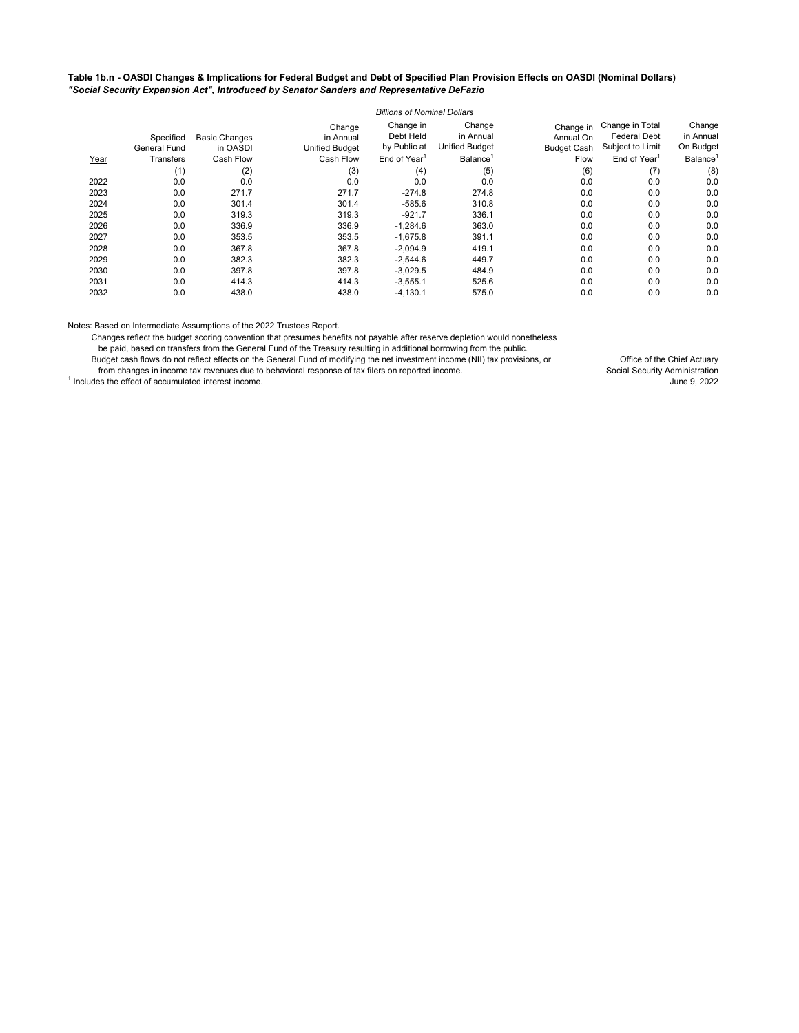**Table 1b.n - OASDI Changes & Implications for Federal Budget and Debt of Specified Plan Provision Effects on OASDI (Nominal Dollars)**
***"Social Security Expansion Act", Introduced by Senator Sanders and Representative DeFazio***

| | *Billions of Nominal Dollars* | | | | | | | |
|---|---|---|---|---|---|---|---|---|
| Year | Specified General Fund Transfers | Basic Changes in OASDI Cash Flow | Change in Annual Unified Budget Cash Flow | Change in Debt Held by Public at End of Year[1] | Change in Annual Unified Budget Balance[1] | Change in Annual On Budget Cash Flow | Change in Total Federal Debt Subject to Limit End of Year[1] | Change in Annual On Budget Balance[1] |
| | (1) | (2) | (3) | (4) | (5) | (6) | (7) | (8) |
| 2022 | 0.0 | 0.0 | 0.0 | 0.0 | 0.0 | 0.0 | 0.0 | 0.0 |
| 2023 | 0.0 | 271.7 | 271.7 | -274.8 | 274.8 | 0.0 | 0.0 | 0.0 |
| 2024 | 0.0 | 301.4 | 301.4 | -585.6 | 310.8 | 0.0 | 0.0 | 0.0 |
| 2025 | 0.0 | 319.3 | 319.3 | -921.7 | 336.1 | 0.0 | 0.0 | 0.0 |
| 2026 | 0.0 | 336.9 | 336.9 | -1,284.6 | 363.0 | 0.0 | 0.0 | 0.0 |
| 2027 | 0.0 | 353.5 | 353.5 | -1,675.8 | 391.1 | 0.0 | 0.0 | 0.0 |
| 2028 | 0.0 | 367.8 | 367.8 | -2,094.9 | 419.1 | 0.0 | 0.0 | 0.0 |
| 2029 | 0.0 | 382.3 | 382.3 | -2,544.6 | 449.7 | 0.0 | 0.0 | 0.0 |
| 2030 | 0.0 | 397.8 | 397.8 | -3,029.5 | 484.9 | 0.0 | 0.0 | 0.0 |
| 2031 | 0.0 | 414.3 | 414.3 | -3,555.1 | 525.6 | 0.0 | 0.0 | 0.0 |
| 2032 | 0.0 | 438.0 | 438.0 | -4,130.1 | 575.0 | 0.0 | 0.0 | 0.0 |

Notes: Based on Intermediate Assumptions of the 2022 Trustees Report.
Changes reflect the budget scoring convention that presumes benefits not payable after reserve depletion would nonetheless be paid, based on transfers from the General Fund of the Treasury resulting in additional borrowing from the public.
Budget cash flows do not reflect effects on the General Fund of modifying the net investment income (NII) tax provisions, or from changes in income tax revenues due to behavioral response of tax filers on reported income.
[1] Includes the effect of accumulated interest income.

Office of the Chief Actuary
Social Security Administration
June 9, 2022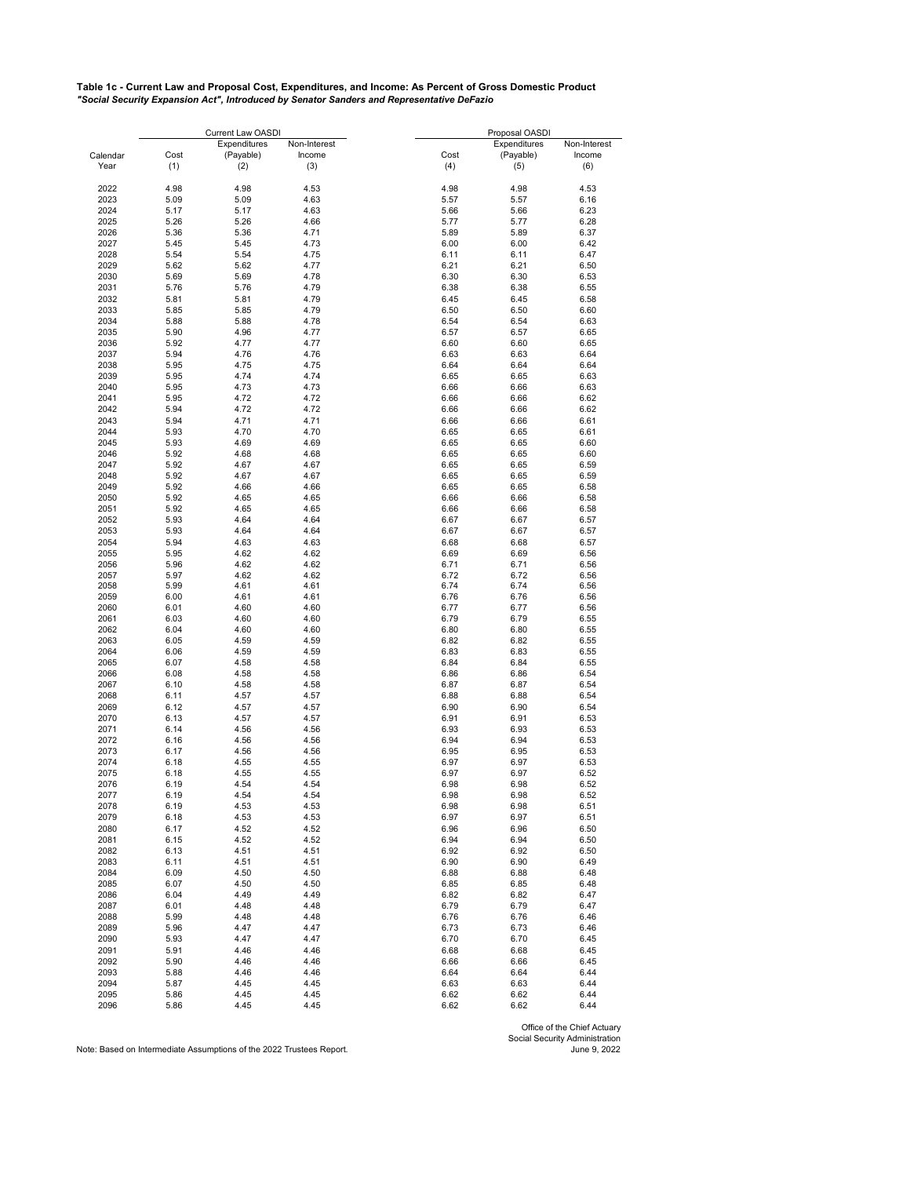**Table 1c - Current Law and Proposal Cost, Expenditures, and Income: As Percent of Gross Domestic Product**
***"Social Security Expansion Act", Introduced by Senator Sanders and Representative DeFazio***

| | Current Law OASDI | | | Proposal OASDI | | |
|---|---|---|---|---|---|---|
| Calendar Year | Cost (1) | Expenditures (Payable) (2) | Non-Interest Income (3) | Cost (4) | Expenditures (Payable) (5) | Non-Interest Income (6) |
| 2022 | 4.98 | 4.98 | 4.53 | 4.98 | 4.98 | 4.53 |
| 2023 | 5.09 | 5.09 | 4.63 | 5.57 | 5.57 | 6.16 |
| 2024 | 5.17 | 5.17 | 4.63 | 5.66 | 5.66 | 6.23 |
| 2025 | 5.26 | 5.26 | 4.66 | 5.77 | 5.77 | 6.28 |
| 2026 | 5.36 | 5.36 | 4.71 | 5.89 | 5.89 | 6.37 |
| 2027 | 5.45 | 5.45 | 4.73 | 6.00 | 6.00 | 6.42 |
| 2028 | 5.54 | 5.54 | 4.75 | 6.11 | 6.11 | 6.47 |
| 2029 | 5.62 | 5.62 | 4.77 | 6.21 | 6.21 | 6.50 |
| 2030 | 5.69 | 5.69 | 4.78 | 6.30 | 6.30 | 6.53 |
| 2031 | 5.76 | 5.76 | 4.79 | 6.38 | 6.38 | 6.55 |
| 2032 | 5.81 | 5.81 | 4.79 | 6.45 | 6.45 | 6.58 |
| 2033 | 5.85 | 5.85 | 4.79 | 6.50 | 6.50 | 6.60 |
| 2034 | 5.88 | 5.88 | 4.78 | 6.54 | 6.54 | 6.63 |
| 2035 | 5.90 | 4.96 | 4.77 | 6.57 | 6.57 | 6.65 |
| 2036 | 5.92 | 4.77 | 4.77 | 6.60 | 6.60 | 6.65 |
| 2037 | 5.94 | 4.76 | 4.76 | 6.63 | 6.63 | 6.64 |
| 2038 | 5.95 | 4.75 | 4.75 | 6.64 | 6.64 | 6.64 |
| 2039 | 5.95 | 4.74 | 4.74 | 6.65 | 6.65 | 6.63 |
| 2040 | 5.95 | 4.73 | 4.73 | 6.66 | 6.66 | 6.63 |
| 2041 | 5.95 | 4.72 | 4.72 | 6.66 | 6.66 | 6.62 |
| 2042 | 5.94 | 4.72 | 4.72 | 6.66 | 6.66 | 6.62 |
| 2043 | 5.94 | 4.71 | 4.71 | 6.66 | 6.66 | 6.61 |
| 2044 | 5.93 | 4.70 | 4.70 | 6.65 | 6.65 | 6.61 |
| 2045 | 5.93 | 4.69 | 4.69 | 6.65 | 6.65 | 6.60 |
| 2046 | 5.92 | 4.68 | 4.68 | 6.65 | 6.65 | 6.60 |
| 2047 | 5.92 | 4.67 | 4.67 | 6.65 | 6.65 | 6.59 |
| 2048 | 5.92 | 4.67 | 4.67 | 6.65 | 6.65 | 6.59 |
| 2049 | 5.92 | 4.66 | 4.66 | 6.65 | 6.65 | 6.58 |
| 2050 | 5.92 | 4.65 | 4.65 | 6.66 | 6.66 | 6.58 |
| 2051 | 5.92 | 4.65 | 4.65 | 6.66 | 6.66 | 6.58 |
| 2052 | 5.93 | 4.64 | 4.64 | 6.67 | 6.67 | 6.57 |
| 2053 | 5.93 | 4.64 | 4.64 | 6.67 | 6.67 | 6.57 |
| 2054 | 5.94 | 4.63 | 4.63 | 6.68 | 6.68 | 6.57 |
| 2055 | 5.95 | 4.62 | 4.62 | 6.69 | 6.69 | 6.56 |
| 2056 | 5.96 | 4.62 | 4.62 | 6.71 | 6.71 | 6.56 |
| 2057 | 5.97 | 4.62 | 4.62 | 6.72 | 6.72 | 6.56 |
| 2058 | 5.99 | 4.61 | 4.61 | 6.74 | 6.74 | 6.56 |
| 2059 | 6.00 | 4.61 | 4.61 | 6.76 | 6.76 | 6.56 |
| 2060 | 6.01 | 4.60 | 4.60 | 6.77 | 6.77 | 6.56 |
| 2061 | 6.03 | 4.60 | 4.60 | 6.79 | 6.79 | 6.55 |
| 2062 | 6.04 | 4.60 | 4.60 | 6.80 | 6.80 | 6.55 |
| 2063 | 6.05 | 4.59 | 4.59 | 6.82 | 6.82 | 6.55 |
| 2064 | 6.06 | 4.59 | 4.59 | 6.83 | 6.83 | 6.55 |
| 2065 | 6.07 | 4.58 | 4.58 | 6.84 | 6.84 | 6.55 |
| 2066 | 6.08 | 4.58 | 4.58 | 6.86 | 6.86 | 6.54 |
| 2067 | 6.10 | 4.58 | 4.58 | 6.87 | 6.87 | 6.54 |
| 2068 | 6.11 | 4.57 | 4.57 | 6.88 | 6.88 | 6.54 |
| 2069 | 6.12 | 4.57 | 4.57 | 6.90 | 6.90 | 6.54 |
| 2070 | 6.13 | 4.57 | 4.57 | 6.91 | 6.91 | 6.53 |
| 2071 | 6.14 | 4.56 | 4.56 | 6.93 | 6.93 | 6.53 |
| 2072 | 6.16 | 4.56 | 4.56 | 6.94 | 6.94 | 6.53 |
| 2073 | 6.17 | 4.56 | 4.56 | 6.95 | 6.95 | 6.53 |
| 2074 | 6.18 | 4.55 | 4.55 | 6.97 | 6.97 | 6.53 |
| 2075 | 6.18 | 4.55 | 4.55 | 6.97 | 6.97 | 6.52 |
| 2076 | 6.19 | 4.54 | 4.54 | 6.98 | 6.98 | 6.52 |
| 2077 | 6.19 | 4.54 | 4.54 | 6.98 | 6.98 | 6.52 |
| 2078 | 6.19 | 4.53 | 4.53 | 6.98 | 6.98 | 6.51 |
| 2079 | 6.18 | 4.53 | 4.53 | 6.97 | 6.97 | 6.51 |
| 2080 | 6.17 | 4.52 | 4.52 | 6.96 | 6.96 | 6.50 |
| 2081 | 6.15 | 4.52 | 4.52 | 6.94 | 6.94 | 6.50 |
| 2082 | 6.13 | 4.51 | 4.51 | 6.92 | 6.92 | 6.50 |
| 2083 | 6.11 | 4.51 | 4.51 | 6.90 | 6.90 | 6.49 |
| 2084 | 6.09 | 4.50 | 4.50 | 6.88 | 6.88 | 6.48 |
| 2085 | 6.07 | 4.50 | 4.50 | 6.85 | 6.85 | 6.48 |
| 2086 | 6.04 | 4.49 | 4.49 | 6.82 | 6.82 | 6.47 |
| 2087 | 6.01 | 4.48 | 4.48 | 6.79 | 6.79 | 6.47 |
| 2088 | 5.99 | 4.48 | 4.48 | 6.76 | 6.76 | 6.46 |
| 2089 | 5.96 | 4.47 | 4.47 | 6.73 | 6.73 | 6.46 |
| 2090 | 5.93 | 4.47 | 4.47 | 6.70 | 6.70 | 6.45 |
| 2091 | 5.91 | 4.46 | 4.46 | 6.68 | 6.68 | 6.45 |
| 2092 | 5.90 | 4.46 | 4.46 | 6.66 | 6.66 | 6.45 |
| 2093 | 5.88 | 4.46 | 4.46 | 6.64 | 6.64 | 6.44 |
| 2094 | 5.87 | 4.45 | 4.45 | 6.63 | 6.63 | 6.44 |
| 2095 | 5.86 | 4.45 | 4.45 | 6.62 | 6.62 | 6.44 |
| 2096 | 5.86 | 4.45 | 4.45 | 6.62 | 6.62 | 6.44 |

Note: Based on Intermediate Assumptions of the 2022 Trustees Report.

Office of the Chief Actuary
Social Security Administration
June 9, 2022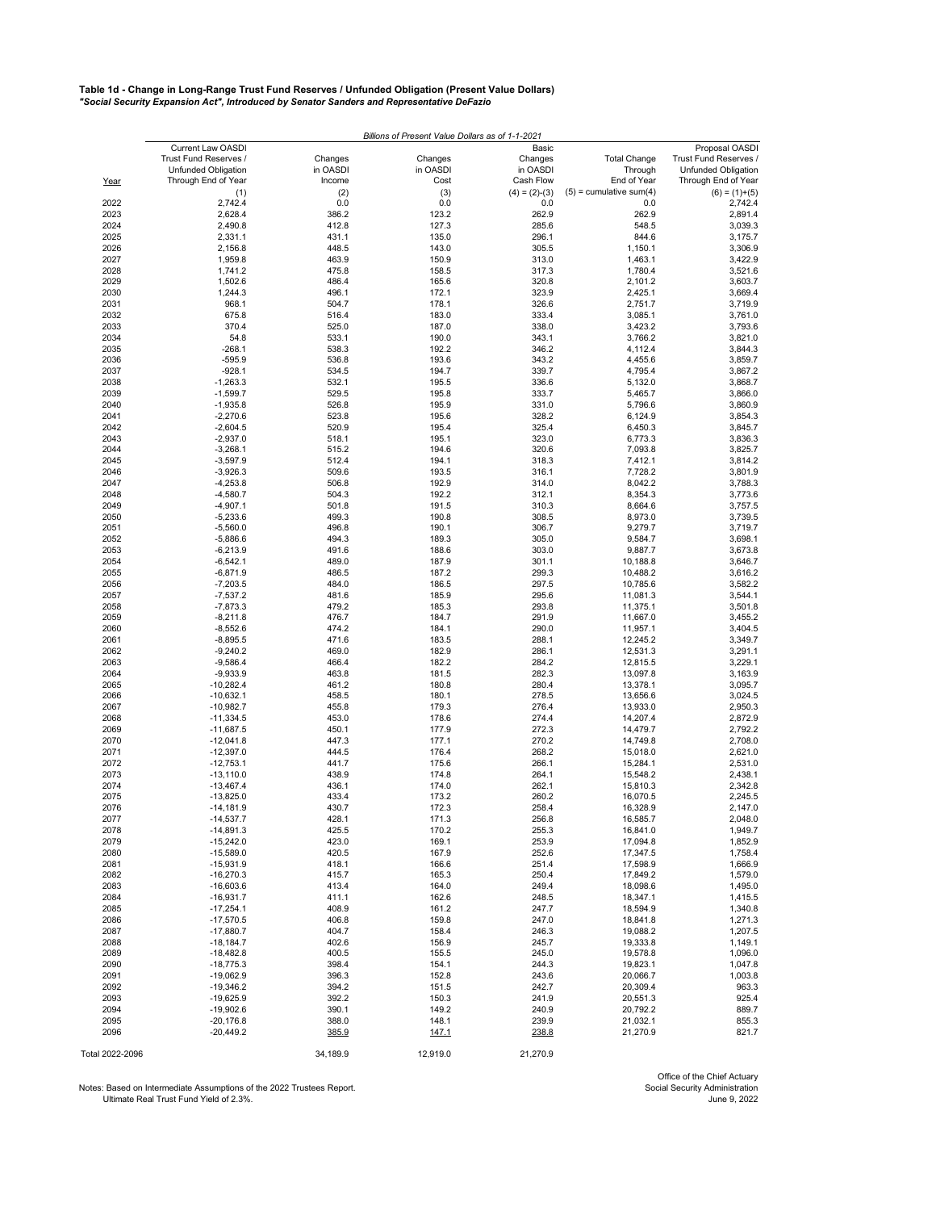**Table 1d - Change in Long-Range Trust Fund Reserves / Unfunded Obligation (Present Value Dollars)**
***"Social Security Expansion Act", Introduced by Senator Sanders and Representative DeFazio***

| | *Billions of Present Value Dollars as of 1-1-2021* | | | | | |
|---|---|---|---|---|---|---|
| Year | Current Law OASDI Trust Fund Reserves / Unfunded Obligation Through End of Year | Changes in OASDI Income | Changes in OASDI Cost | Basic Changes in OASDI Cash Flow | Total Change Through End of Year | Proposal OASDI Trust Fund Reserves / Unfunded Obligation Through End of Year |
| | (1) | (2) | (3) | (4) = (2)-(3) | (5) = cumulative sum(4) | (6) = (1)+(5) |
| 2022 | 2,742.4 | 0.0 | 0.0 | 0.0 | 0.0 | 2,742.4 |
| 2023 | 2,628.4 | 386.2 | 123.2 | 262.9 | 262.9 | 2,891.4 |
| 2024 | 2,490.8 | 412.8 | 127.3 | 285.6 | 548.5 | 3,039.3 |
| 2025 | 2,331.1 | 431.1 | 135.0 | 296.1 | 844.6 | 3,175.7 |
| 2026 | 2,156.8 | 448.5 | 143.0 | 305.5 | 1,150.1 | 3,306.9 |
| 2027 | 1,959.8 | 463.9 | 150.9 | 313.0 | 1,463.1 | 3,422.9 |
| 2028 | 1,741.2 | 475.8 | 158.5 | 317.3 | 1,780.4 | 3,521.6 |
| 2029 | 1,502.6 | 486.4 | 165.6 | 320.8 | 2,101.2 | 3,603.7 |
| 2030 | 1,244.3 | 496.1 | 172.1 | 323.9 | 2,425.1 | 3,669.4 |
| 2031 | 968.1 | 504.7 | 178.1 | 326.6 | 2,751.7 | 3,719.9 |
| 2032 | 675.8 | 516.4 | 183.0 | 333.4 | 3,085.1 | 3,761.0 |
| 2033 | 370.4 | 525.0 | 187.0 | 338.0 | 3,423.2 | 3,793.6 |
| 2034 | 54.8 | 533.1 | 190.0 | 343.1 | 3,766.2 | 3,821.0 |
| 2035 | -268.1 | 538.3 | 192.2 | 346.2 | 4,112.4 | 3,844.3 |
| 2036 | -595.9 | 536.8 | 193.6 | 343.2 | 4,455.6 | 3,859.7 |
| 2037 | -928.1 | 534.5 | 194.7 | 339.7 | 4,795.4 | 3,867.2 |
| 2038 | -1,263.3 | 532.1 | 195.5 | 336.6 | 5,132.0 | 3,868.7 |
| 2039 | -1,599.7 | 529.5 | 195.8 | 333.7 | 5,465.7 | 3,866.0 |
| 2040 | -1,935.8 | 526.8 | 195.9 | 331.0 | 5,796.6 | 3,860.9 |
| 2041 | -2,270.6 | 523.8 | 195.6 | 328.2 | 6,124.9 | 3,854.3 |
| 2042 | -2,604.5 | 520.9 | 195.4 | 325.4 | 6,450.3 | 3,845.7 |
| 2043 | -2,937.0 | 518.1 | 195.1 | 323.0 | 6,773.3 | 3,836.3 |
| 2044 | -3,268.1 | 515.2 | 194.6 | 320.6 | 7,093.8 | 3,825.7 |
| 2045 | -3,597.9 | 512.4 | 194.1 | 318.3 | 7,412.1 | 3,814.2 |
| 2046 | -3,926.3 | 509.6 | 193.5 | 316.1 | 7,728.2 | 3,801.9 |
| 2047 | -4,253.8 | 506.8 | 192.9 | 314.0 | 8,042.2 | 3,788.3 |
| 2048 | -4,580.7 | 504.3 | 192.2 | 312.1 | 8,354.3 | 3,773.6 |
| 2049 | -4,907.1 | 501.8 | 191.5 | 310.3 | 8,664.6 | 3,757.5 |
| 2050 | -5,233.6 | 499.3 | 190.8 | 308.5 | 8,973.0 | 3,739.5 |
| 2051 | -5,560.0 | 496.8 | 190.1 | 306.7 | 9,279.7 | 3,719.7 |
| 2052 | -5,886.6 | 494.3 | 189.3 | 305.0 | 9,584.7 | 3,698.1 |
| 2053 | -6,213.9 | 491.6 | 188.6 | 303.0 | 9,887.7 | 3,673.8 |
| 2054 | -6,542.1 | 489.0 | 187.9 | 301.1 | 10,188.8 | 3,646.7 |
| 2055 | -6,871.9 | 486.5 | 187.2 | 299.3 | 10,488.2 | 3,616.2 |
| 2056 | -7,203.5 | 484.0 | 186.5 | 297.5 | 10,785.6 | 3,582.2 |
| 2057 | -7,537.2 | 481.6 | 185.9 | 295.6 | 11,081.3 | 3,544.1 |
| 2058 | -7,873.3 | 479.2 | 185.3 | 293.8 | 11,375.1 | 3,501.8 |
| 2059 | -8,211.8 | 476.7 | 184.7 | 291.9 | 11,667.0 | 3,455.2 |
| 2060 | -8,552.6 | 474.2 | 184.1 | 290.0 | 11,957.1 | 3,404.5 |
| 2061 | -8,895.5 | 471.6 | 183.5 | 288.1 | 12,245.2 | 3,349.7 |
| 2062 | -9,240.2 | 469.0 | 182.9 | 286.1 | 12,531.3 | 3,291.1 |
| 2063 | -9,586.4 | 466.4 | 182.2 | 284.2 | 12,815.5 | 3,229.1 |
| 2064 | -9,933.9 | 463.8 | 181.5 | 282.3 | 13,097.8 | 3,163.9 |
| 2065 | -10,282.4 | 461.2 | 180.8 | 280.4 | 13,378.1 | 3,095.7 |
| 2066 | -10,632.1 | 458.5 | 180.1 | 278.5 | 13,656.6 | 3,024.5 |
| 2067 | -10,982.7 | 455.8 | 179.3 | 276.4 | 13,933.0 | 2,950.3 |
| 2068 | -11,334.5 | 453.0 | 178.6 | 274.4 | 14,207.4 | 2,872.9 |
| 2069 | -11,687.5 | 450.1 | 177.9 | 272.3 | 14,479.7 | 2,792.2 |
| 2070 | -12,041.8 | 447.3 | 177.1 | 270.2 | 14,749.8 | 2,708.0 |
| 2071 | -12,397.0 | 444.5 | 176.4 | 268.2 | 15,018.0 | 2,621.0 |
| 2072 | -12,753.1 | 441.7 | 175.6 | 266.1 | 15,284.1 | 2,531.0 |
| 2073 | -13,110.0 | 438.9 | 174.8 | 264.1 | 15,548.2 | 2,438.1 |
| 2074 | -13,467.4 | 436.1 | 174.0 | 262.1 | 15,810.3 | 2,342.8 |
| 2075 | -13,825.0 | 433.4 | 173.2 | 260.2 | 16,070.5 | 2,245.5 |
| 2076 | -14,181.9 | 430.7 | 172.3 | 258.4 | 16,328.9 | 2,147.0 |
| 2077 | -14,537.7 | 428.1 | 171.3 | 256.8 | 16,585.7 | 2,048.0 |
| 2078 | -14,891.3 | 425.5 | 170.2 | 255.3 | 16,841.0 | 1,949.7 |
| 2079 | -15,242.0 | 423.0 | 169.1 | 253.9 | 17,094.8 | 1,852.9 |
| 2080 | -15,589.0 | 420.5 | 167.9 | 252.6 | 17,347.5 | 1,758.4 |
| 2081 | -15,931.9 | 418.1 | 166.6 | 251.4 | 17,598.9 | 1,666.9 |
| 2082 | -16,270.3 | 415.7 | 165.3 | 250.4 | 17,849.2 | 1,579.0 |
| 2083 | -16,603.6 | 413.4 | 164.0 | 249.4 | 18,098.6 | 1,495.0 |
| 2084 | -16,931.7 | 411.1 | 162.6 | 248.5 | 18,347.1 | 1,415.5 |
| 2085 | -17,254.1 | 408.9 | 161.2 | 247.7 | 18,594.9 | 1,340.8 |
| 2086 | -17,570.5 | 406.8 | 159.8 | 247.0 | 18,841.8 | 1,271.3 |
| 2087 | -17,880.7 | 404.7 | 158.4 | 246.3 | 19,088.2 | 1,207.5 |
| 2088 | -18,184.7 | 402.6 | 156.9 | 245.7 | 19,333.8 | 1,149.1 |
| 2089 | -18,482.8 | 400.5 | 155.5 | 245.0 | 19,578.8 | 1,096.0 |
| 2090 | -18,775.3 | 398.4 | 154.1 | 244.3 | 19,823.1 | 1,047.8 |
| 2091 | -19,062.9 | 396.3 | 152.8 | 243.6 | 20,066.7 | 1,003.8 |
| 2092 | -19,346.2 | 394.2 | 151.5 | 242.7 | 20,309.4 | 963.3 |
| 2093 | -19,625.9 | 392.2 | 150.3 | 241.9 | 20,551.3 | 925.4 |
| 2094 | -19,902.6 | 390.1 | 149.2 | 240.9 | 20,792.2 | 889.7 |
| 2095 | -20,176.8 | 388.0 | 148.1 | 239.9 | 21,032.1 | 855.3 |
| 2096 | -20,449.2 | 385.9 | 147.1 | 238.8 | 21,270.9 | 821.7 |
| Total 2022-2096 | | 34,189.9 | 12,919.0 | 21,270.9 | | |

Notes: Based on Intermediate Assumptions of the 2022 Trustees Report.
Ultimate Real Trust Fund Yield of 2.3%.

Office of the Chief Actuary
Social Security Administration
June 9, 2022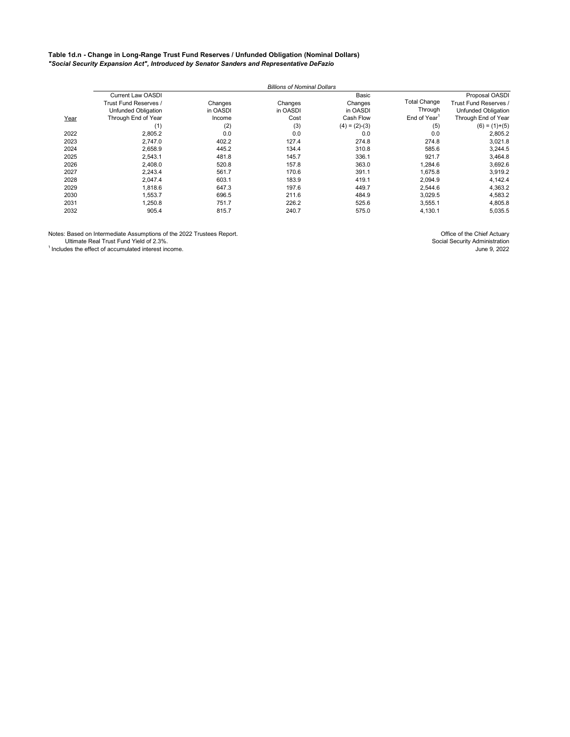**Table 1d.n - Change in Long-Range Trust Fund Reserves / Unfunded Obligation (Nominal Dollars)**
***"Social Security Expansion Act", Introduced by Senator Sanders and Representative DeFazio***

| | *Billions of Nominal Dollars* | | | | | |
|---|---|---|---|---|---|---|
| Year | Current Law OASDI Trust Fund Reserves / Unfunded Obligation Through End of Year | Changes in OASDI Income | Changes in OASDI Cost | Basic Changes in OASDI Cash Flow | Total Change Through End of Year[1] | Proposal OASDI Trust Fund Reserves / Unfunded Obligation Through End of Year |
| | (1) | (2) | (3) | (4) = (2)-(3) | (5) | (6) = (1)+(5) |
| 2022 | 2,805.2 | 0.0 | 0.0 | 0.0 | 0.0 | 2,805.2 |
| 2023 | 2,747.0 | 402.2 | 127.4 | 274.8 | 274.8 | 3,021.8 |
| 2024 | 2,658.9 | 445.2 | 134.4 | 310.8 | 585.6 | 3,244.5 |
| 2025 | 2,543.1 | 481.8 | 145.7 | 336.1 | 921.7 | 3,464.8 |
| 2026 | 2,408.0 | 520.8 | 157.8 | 363.0 | 1,284.6 | 3,692.6 |
| 2027 | 2,243.4 | 561.7 | 170.6 | 391.1 | 1,675.8 | 3,919.2 |
| 2028 | 2,047.4 | 603.1 | 183.9 | 419.1 | 2,094.9 | 4,142.4 |
| 2029 | 1,818.6 | 647.3 | 197.6 | 449.7 | 2,544.6 | 4,363.2 |
| 2030 | 1,553.7 | 696.5 | 211.6 | 484.9 | 3,029.5 | 4,583.2 |
| 2031 | 1,250.8 | 751.7 | 226.2 | 525.6 | 3,555.1 | 4,805.8 |
| 2032 | 905.4 | 815.7 | 240.7 | 575.0 | 4,130.1 | 5,035.5 |

Notes: Based on Intermediate Assumptions of the 2022 Trustees Report.
Ultimate Real Trust Fund Yield of 2.3%.
[1] Includes the effect of accumulated interest income.

Office of the Chief Actuary
Social Security Administration
June 9, 2022